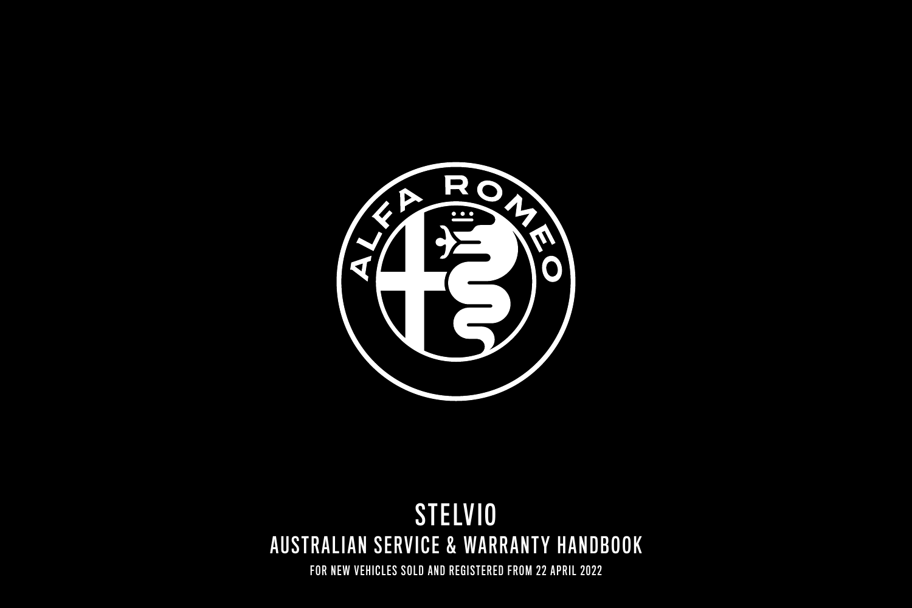# STELVIO

## AUSTRALIAN SERVICE & WARRANTY HANDBOOK

FOR NEW VEHICLES SOLD AND REGISTERED FROM 22 APRIL 2022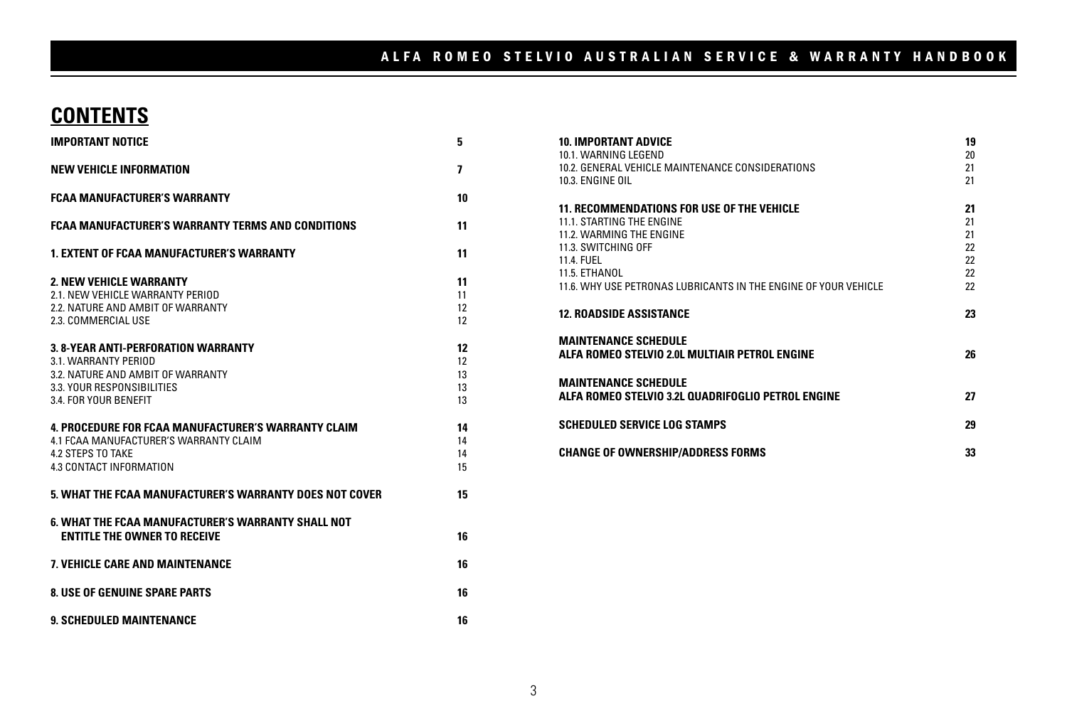# CONTENTS

| | |
|---|---|
| **IMPORTANT NOTICE** | **5** |
| **NEW VEHICLE INFORMATION** | **7** |
| **FCAA MANUFACTURER'S WARRANTY** | **10** |
| **FCAA MANUFACTURER'S WARRANTY TERMS AND CONDITIONS** | **11** |
| **1. EXTENT OF FCAA MANUFACTURER'S WARRANTY** | **11** |
| **2. NEW VEHICLE WARRANTY** | **11** |
| 2.1. NEW VEHICLE WARRANTY PERIOD | 11 |
| 2.2. NATURE AND AMBIT OF WARRANTY | 12 |
| 2.3. COMMERCIAL USE | 12 |
| **3. 8-YEAR ANTI-PERFORATION WARRANTY** | **12** |
| 3.1. WARRANTY PERIOD | 12 |
| 3.2. NATURE AND AMBIT OF WARRANTY | 13 |
| 3.3. YOUR RESPONSIBILITIES | 13 |
| 3.4. FOR YOUR BENEFIT | 13 |
| **4. PROCEDURE FOR FCAA MANUFACTURER'S WARRANTY CLAIM** | **14** |
| 4.1 FCAA MANUFACTURER'S WARRANTY CLAIM | 14 |
| 4.2 STEPS TO TAKE | 14 |
| 4.3 CONTACT INFORMATION | 15 |
| **5. WHAT THE FCAA MANUFACTURER'S WARRANTY DOES NOT COVER** | **15** |
| **6. WHAT THE FCAA MANUFACTURER'S WARRANTY SHALL NOT ENTITLE THE OWNER TO RECEIVE** | **16** |
| **7. VEHICLE CARE AND MAINTENANCE** | **16** |
| **8. USE OF GENUINE SPARE PARTS** | **16** |
| **9. SCHEDULED MAINTENANCE** | **16** |
| **10. IMPORTANT ADVICE** | **19** |
| 10.1. WARNING LEGEND | 20 |
| 10.2. GENERAL VEHICLE MAINTENANCE CONSIDERATIONS | 21 |
| 10.3. ENGINE OIL | 21 |
| **11. RECOMMENDATIONS FOR USE OF THE VEHICLE** | **21** |
| 11.1. STARTING THE ENGINE | 21 |
| 11.2. WARMING THE ENGINE | 21 |
| 11.3. SWITCHING OFF | 22 |
| 11.4. FUEL | 22 |
| 11.5. ETHANOL | 22 |
| 11.6. WHY USE PETRONAS LUBRICANTS IN THE ENGINE OF YOUR VEHICLE | 22 |
| **12. ROADSIDE ASSISTANCE** | **23** |
| **MAINTENANCE SCHEDULE ALFA ROMEO STELVIO 2.0L MULTIAIR PETROL ENGINE** | **26** |
| **MAINTENANCE SCHEDULE ALFA ROMEO STELVIO 3.2L QUADRIFOGLIO PETROL ENGINE** | **27** |
| **SCHEDULED SERVICE LOG STAMPS** | **29** |
| **CHANGE OF OWNERSHIP/ADDRESS FORMS** | **33** |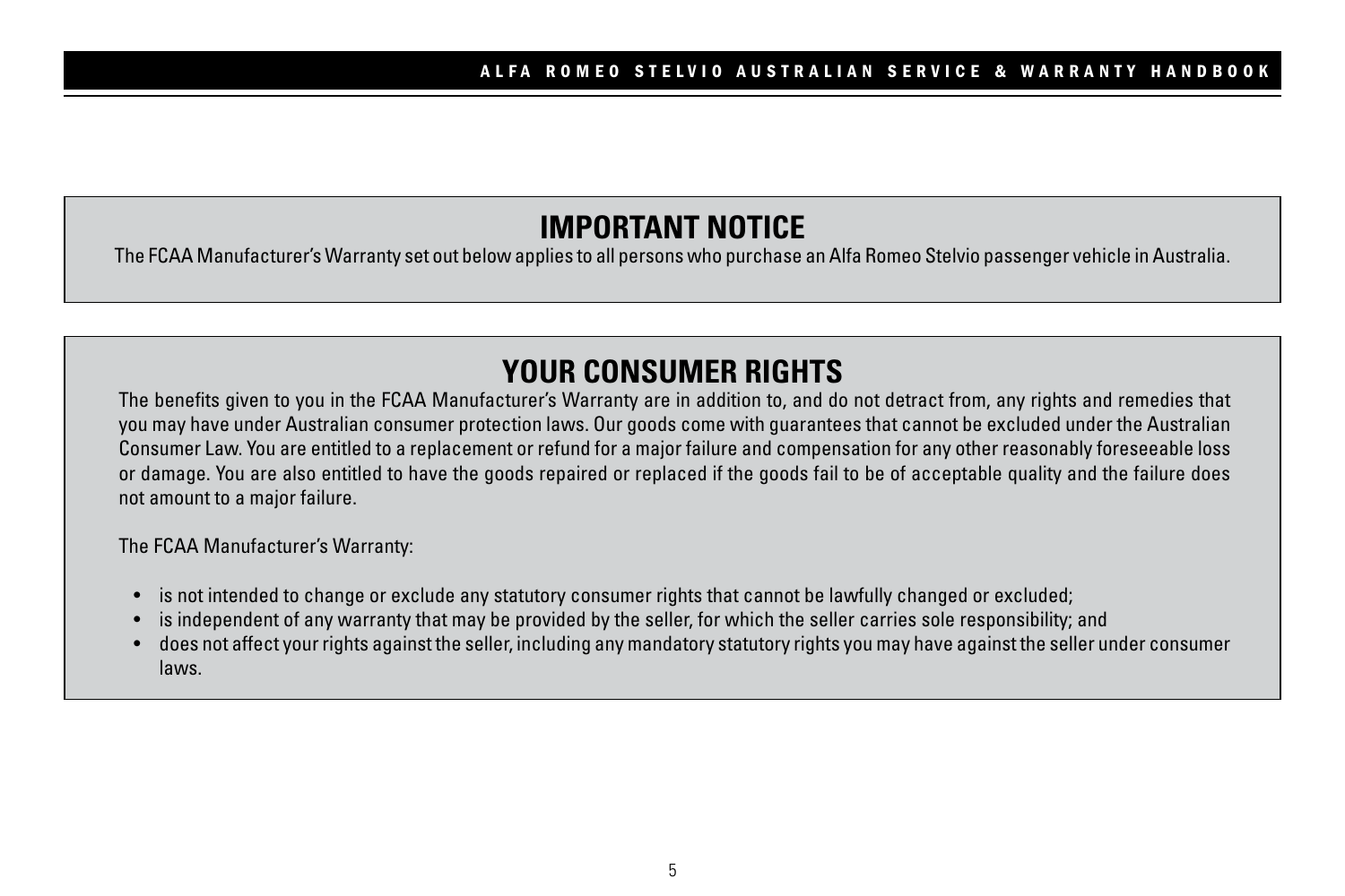## IMPORTANT NOTICE

The FCAA Manufacturer's Warranty set out below applies to all persons who purchase an Alfa Romeo Stelvio passenger vehicle in Australia.

## YOUR CONSUMER RIGHTS

The benefits given to you in the FCAA Manufacturer's Warranty are in addition to, and do not detract from, any rights and remedies that you may have under Australian consumer protection laws. Our goods come with guarantees that cannot be excluded under the Australian Consumer Law. You are entitled to a replacement or refund for a major failure and compensation for any other reasonably foreseeable loss or damage. You are also entitled to have the goods repaired or replaced if the goods fail to be of acceptable quality and the failure does not amount to a major failure.

The FCAA Manufacturer's Warranty:

- is not intended to change or exclude any statutory consumer rights that cannot be lawfully changed or excluded;
- is independent of any warranty that may be provided by the seller, for which the seller carries sole responsibility; and
- does not affect your rights against the seller, including any mandatory statutory rights you may have against the seller under consumer laws.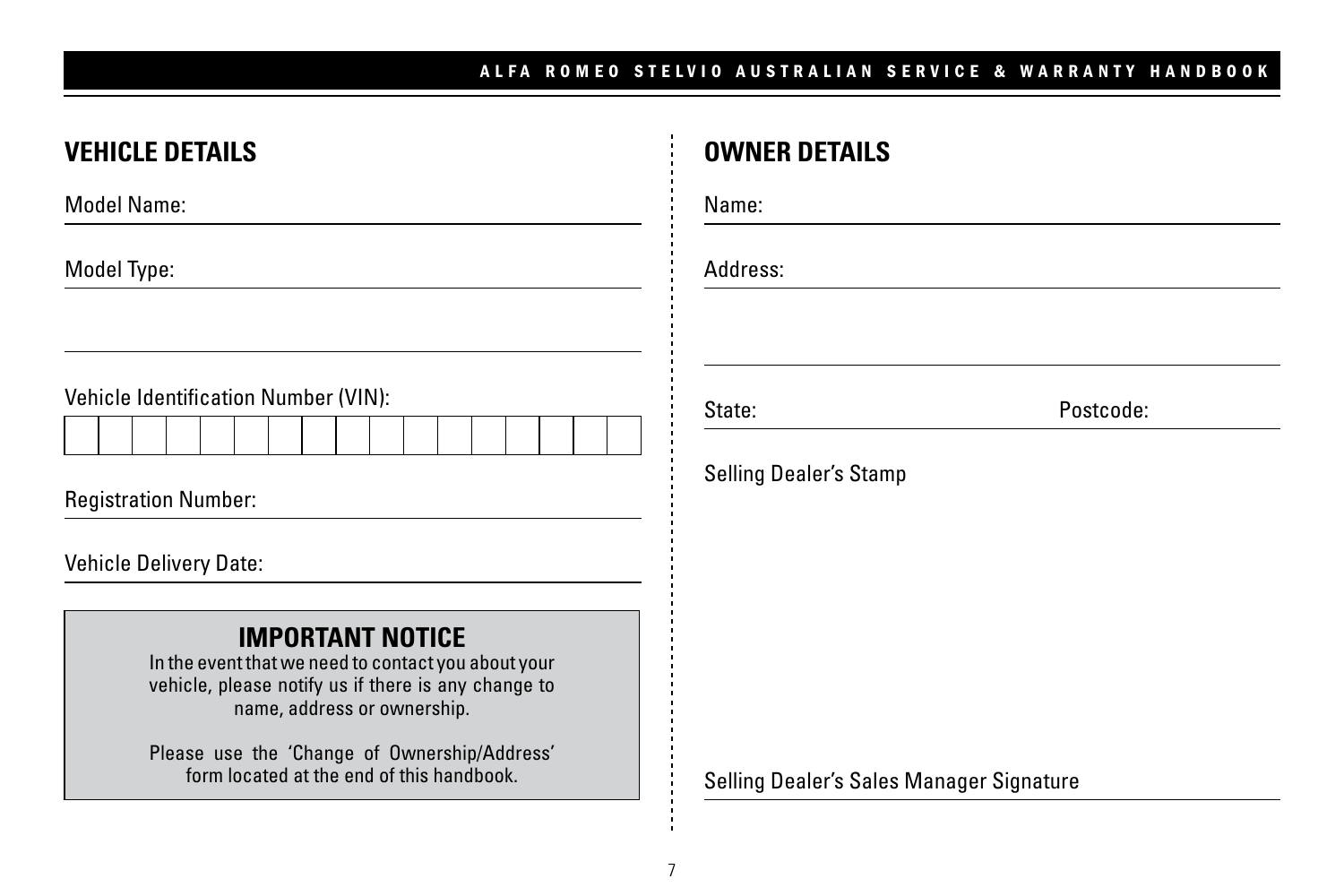## VEHICLE DETAILS

Model Name:

Model Type:

Vehicle Identification Number (VIN):

| | | | | | | | | | | | | | | | | |
|---|---|---|---|---|---|---|---|---|---|---|---|---|---|---|---|---|
| | | | | | | | | | | | | | | | | |

Registration Number:

Vehicle Delivery Date:

> **IMPORTANT NOTICE**
>
> In the event that we need to contact you about your vehicle, please notify us if there is any change to name, address or ownership.
>
> Please use the 'Change of Ownership/Address' form located at the end of this handbook.

## OWNER DETAILS

Name:

Address:

State: Postcode:

Selling Dealer's Stamp

Selling Dealer's Sales Manager Signature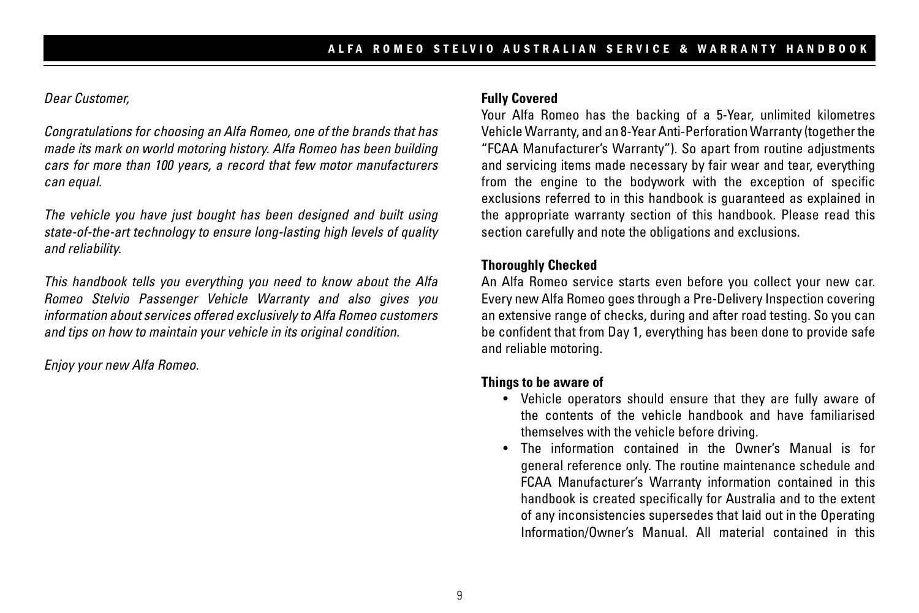*Dear Customer,*

*Congratulations for choosing an Alfa Romeo, one of the brands that has made its mark on world motoring history. Alfa Romeo has been building cars for more than 100 years, a record that few motor manufacturers can equal.*

*The vehicle you have just bought has been designed and built using state-of-the-art technology to ensure long-lasting high levels of quality and reliability.*

*This handbook tells you everything you need to know about the Alfa Romeo Stelvio Passenger Vehicle Warranty and also gives you information about services offered exclusively to Alfa Romeo customers and tips on how to maintain your vehicle in its original condition.*

*Enjoy your new Alfa Romeo.*

**Fully Covered**

Your Alfa Romeo has the backing of a 5-Year, unlimited kilometres Vehicle Warranty, and an 8-Year Anti-Perforation Warranty (together the "FCAA Manufacturer's Warranty"). So apart from routine adjustments and servicing items made necessary by fair wear and tear, everything from the engine to the bodywork with the exception of specific exclusions referred to in this handbook is guaranteed as explained in the appropriate warranty section of this handbook. Please read this section carefully and note the obligations and exclusions.

**Thoroughly Checked**

An Alfa Romeo service starts even before you collect your new car. Every new Alfa Romeo goes through a Pre-Delivery Inspection covering an extensive range of checks, during and after road testing. So you can be confident that from Day 1, everything has been done to provide safe and reliable motoring.

**Things to be aware of**

- Vehicle operators should ensure that they are fully aware of the contents of the vehicle handbook and have familiarised themselves with the vehicle before driving.
- The information contained in the Owner's Manual is for general reference only. The routine maintenance schedule and FCAA Manufacturer's Warranty information contained in this handbook is created specifically for Australia and to the extent of any inconsistencies supersedes that laid out in the Operating Information/Owner's Manual. All material contained in this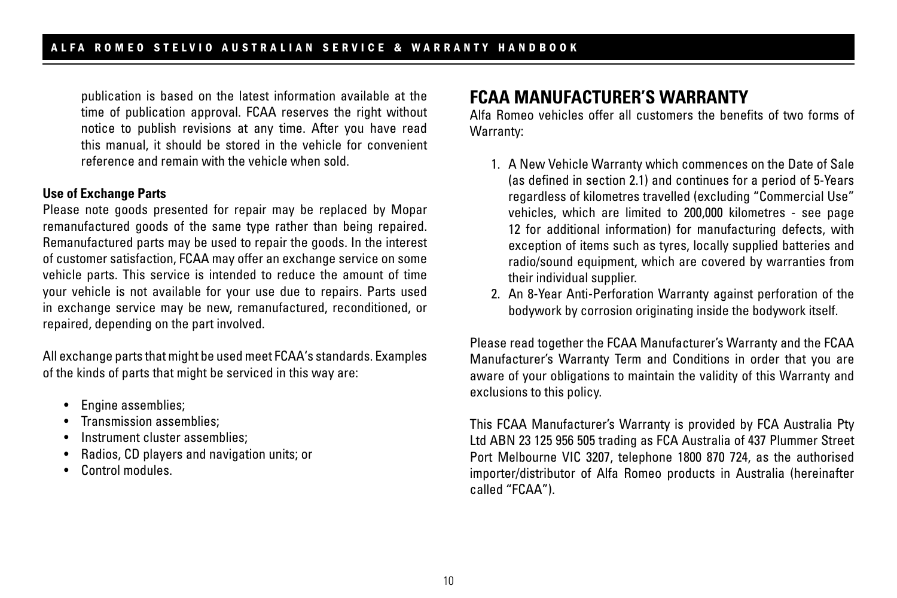publication is based on the latest information available at the time of publication approval. FCAA reserves the right without notice to publish revisions at any time. After you have read this manual, it should be stored in the vehicle for convenient reference and remain with the vehicle when sold.

**Use of Exchange Parts**

Please note goods presented for repair may be replaced by Mopar remanufactured goods of the same type rather than being repaired. Remanufactured parts may be used to repair the goods. In the interest of customer satisfaction, FCAA may offer an exchange service on some vehicle parts. This service is intended to reduce the amount of time your vehicle is not available for your use due to repairs. Parts used in exchange service may be new, remanufactured, reconditioned, or repaired, depending on the part involved.

All exchange parts that might be used meet FCAA's standards. Examples of the kinds of parts that might be serviced in this way are:

- Engine assemblies;
- Transmission assemblies;
- Instrument cluster assemblies;
- Radios, CD players and navigation units; or
- Control modules.

## FCAA MANUFACTURER'S WARRANTY

Alfa Romeo vehicles offer all customers the benefits of two forms of Warranty:

1. A New Vehicle Warranty which commences on the Date of Sale (as defined in section 2.1) and continues for a period of 5-Years regardless of kilometres travelled (excluding "Commercial Use" vehicles, which are limited to 200,000 kilometres - see page 12 for additional information) for manufacturing defects, with exception of items such as tyres, locally supplied batteries and radio/sound equipment, which are covered by warranties from their individual supplier.
2. An 8-Year Anti-Perforation Warranty against perforation of the bodywork by corrosion originating inside the bodywork itself.

Please read together the FCAA Manufacturer's Warranty and the FCAA Manufacturer's Warranty Term and Conditions in order that you are aware of your obligations to maintain the validity of this Warranty and exclusions to this policy.

This FCAA Manufacturer's Warranty is provided by FCA Australia Pty Ltd ABN 23 125 956 505 trading as FCA Australia of 437 Plummer Street Port Melbourne VIC 3207, telephone 1800 870 724, as the authorised importer/distributor of Alfa Romeo products in Australia (hereinafter called "FCAA").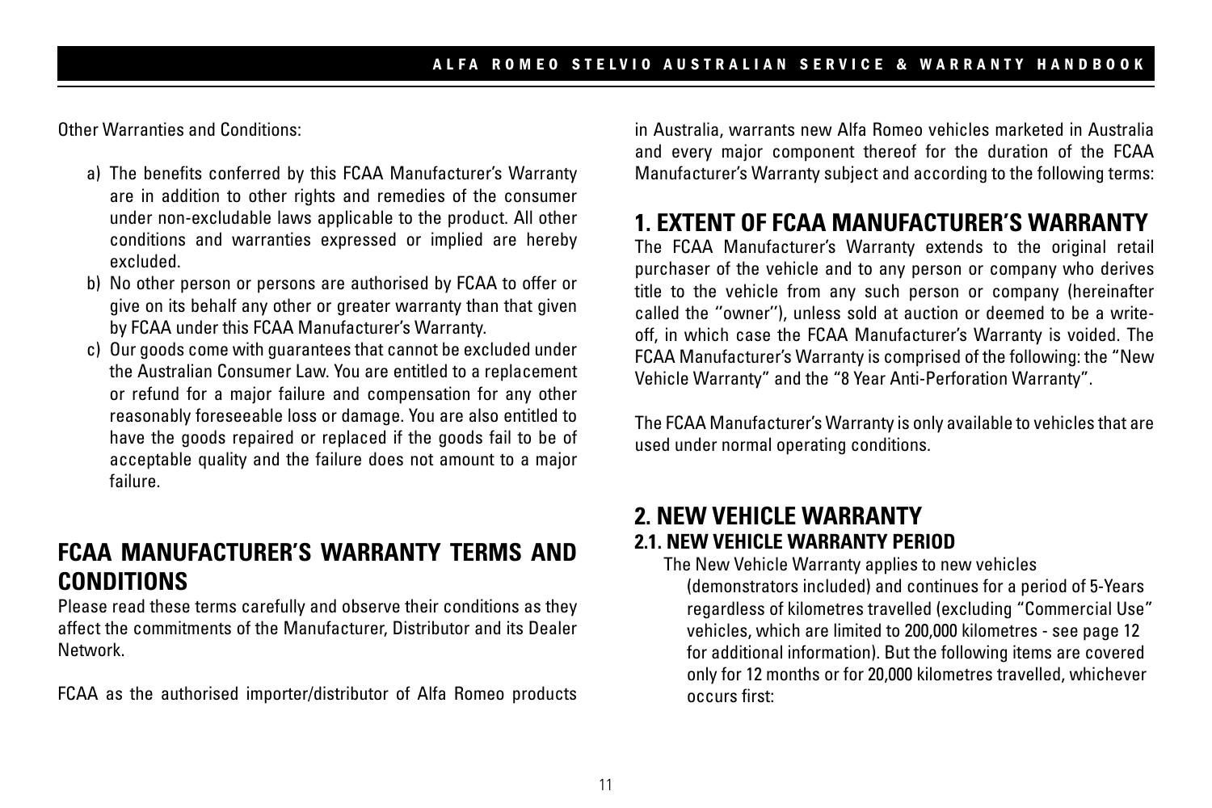Other Warranties and Conditions:

a) The benefits conferred by this FCAA Manufacturer's Warranty are in addition to other rights and remedies of the consumer under non-excludable laws applicable to the product. All other conditions and warranties expressed or implied are hereby excluded.
b) No other person or persons are authorised by FCAA to offer or give on its behalf any other or greater warranty than that given by FCAA under this FCAA Manufacturer's Warranty.
c) Our goods come with guarantees that cannot be excluded under the Australian Consumer Law. You are entitled to a replacement or refund for a major failure and compensation for any other reasonably foreseeable loss or damage. You are also entitled to have the goods repaired or replaced if the goods fail to be of acceptable quality and the failure does not amount to a major failure.

## FCAA MANUFACTURER'S WARRANTY TERMS AND CONDITIONS

Please read these terms carefully and observe their conditions as they affect the commitments of the Manufacturer, Distributor and its Dealer Network.

FCAA as the authorised importer/distributor of Alfa Romeo products in Australia, warrants new Alfa Romeo vehicles marketed in Australia and every major component thereof for the duration of the FCAA Manufacturer's Warranty subject and according to the following terms:

## 1. EXTENT OF FCAA MANUFACTURER'S WARRANTY

The FCAA Manufacturer's Warranty extends to the original retail purchaser of the vehicle and to any person or company who derives title to the vehicle from any such person or company (hereinafter called the ''owner''), unless sold at auction or deemed to be a write-off, in which case the FCAA Manufacturer's Warranty is voided. The FCAA Manufacturer's Warranty is comprised of the following: the "New Vehicle Warranty" and the "8 Year Anti-Perforation Warranty".

The FCAA Manufacturer's Warranty is only available to vehicles that are used under normal operating conditions.

## 2. NEW VEHICLE WARRANTY

### 2.1. NEW VEHICLE WARRANTY PERIOD

The New Vehicle Warranty applies to new vehicles (demonstrators included) and continues for a period of 5-Years regardless of kilometres travelled (excluding "Commercial Use" vehicles, which are limited to 200,000 kilometres - see page 12 for additional information). But the following items are covered only for 12 months or for 20,000 kilometres travelled, whichever occurs first: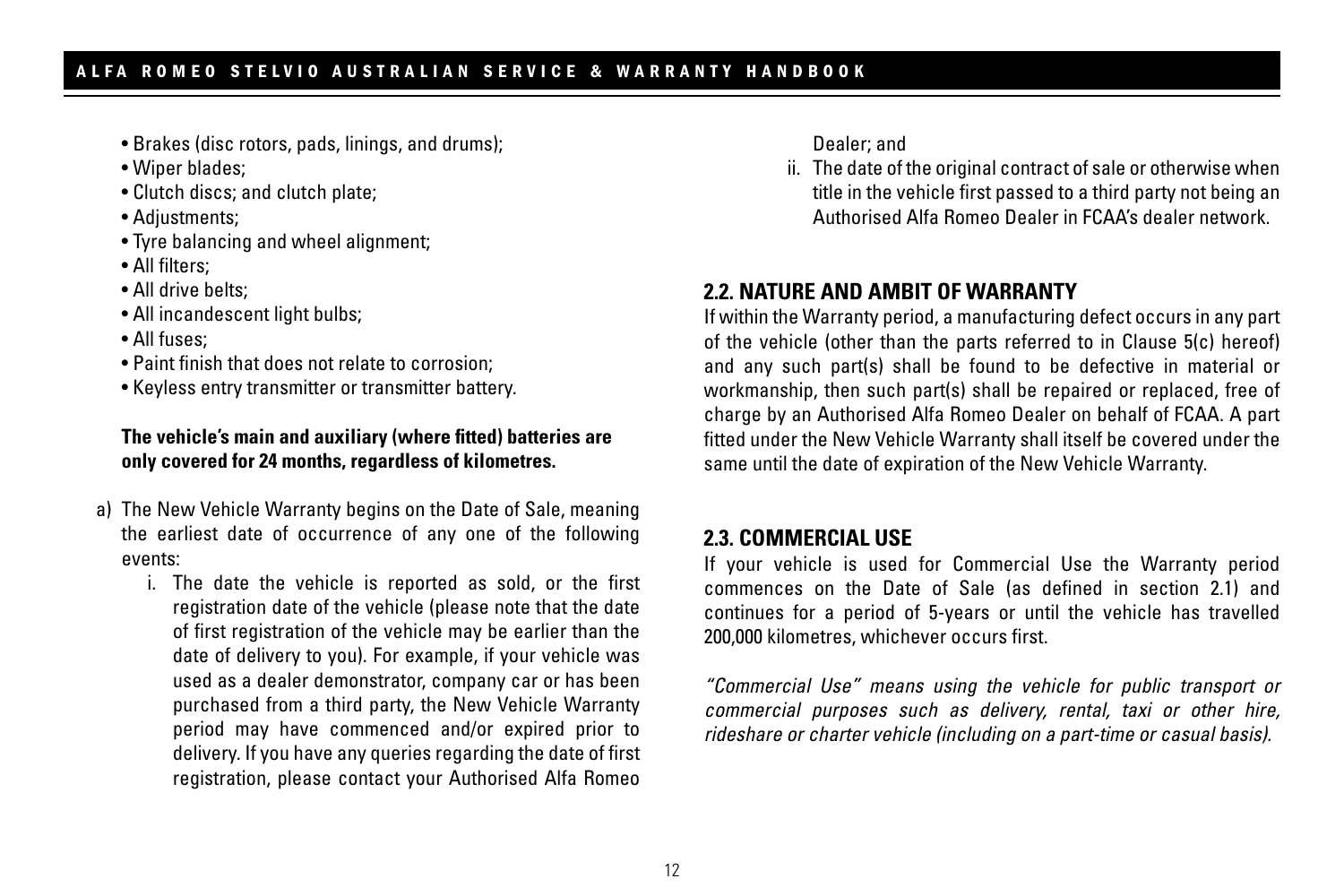- Brakes (disc rotors, pads, linings, and drums);
- Wiper blades;
- Clutch discs; and clutch plate;
- Adjustments;
- Tyre balancing and wheel alignment;
- All filters;
- All drive belts;
- All incandescent light bulbs;
- All fuses;
- Paint finish that does not relate to corrosion;
- Keyless entry transmitter or transmitter battery.

**The vehicle's main and auxiliary (where fitted) batteries are only covered for 24 months, regardless of kilometres.**

a) The New Vehicle Warranty begins on the Date of Sale, meaning the earliest date of occurrence of any one of the following events:

   i. The date the vehicle is reported as sold, or the first registration date of the vehicle (please note that the date of first registration of the vehicle may be earlier than the date of delivery to you). For example, if your vehicle was used as a dealer demonstrator, company car or has been purchased from a third party, the New Vehicle Warranty period may have commenced and/or expired prior to delivery. If you have any queries regarding the date of first registration, please contact your Authorised Alfa Romeo Dealer; and

   ii. The date of the original contract of sale or otherwise when title in the vehicle first passed to a third party not being an Authorised Alfa Romeo Dealer in FCAA's dealer network.

## 2.2. NATURE AND AMBIT OF WARRANTY

If within the Warranty period, a manufacturing defect occurs in any part of the vehicle (other than the parts referred to in Clause 5(c) hereof) and any such part(s) shall be found to be defective in material or workmanship, then such part(s) shall be repaired or replaced, free of charge by an Authorised Alfa Romeo Dealer on behalf of FCAA. A part fitted under the New Vehicle Warranty shall itself be covered under the same until the date of expiration of the New Vehicle Warranty.

## 2.3. COMMERCIAL USE

If your vehicle is used for Commercial Use the Warranty period commences on the Date of Sale (as defined in section 2.1) and continues for a period of 5-years or until the vehicle has travelled 200,000 kilometres, whichever occurs first.

*"Commercial Use" means using the vehicle for public transport or commercial purposes such as delivery, rental, taxi or other hire, rideshare or charter vehicle (including on a part-time or casual basis).*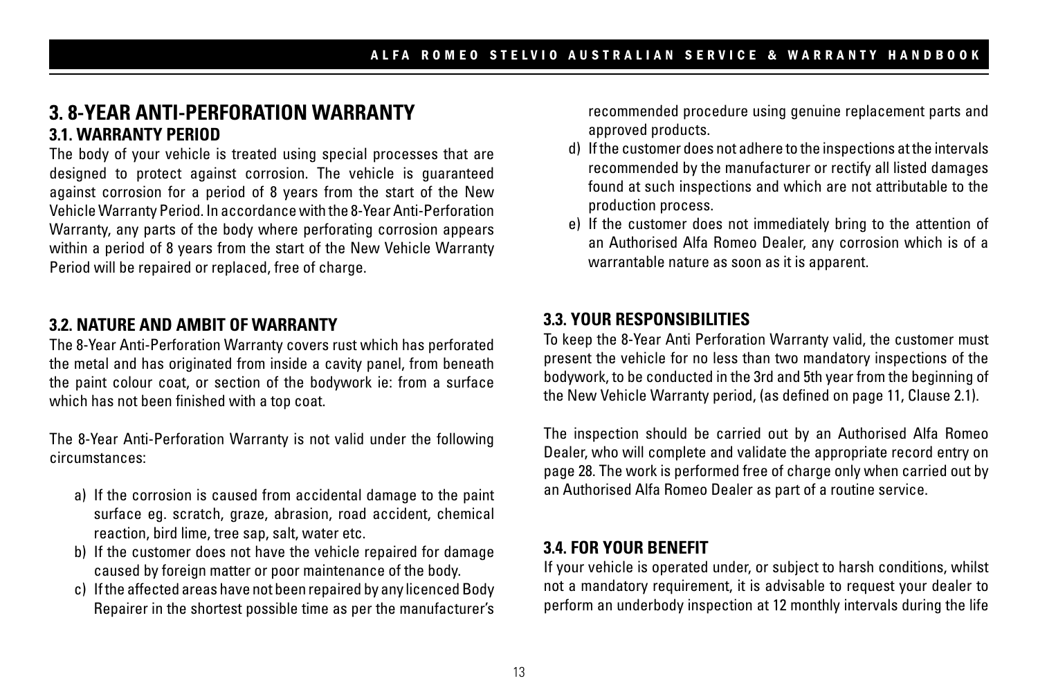## 3. 8-YEAR ANTI-PERFORATION WARRANTY

### 3.1. WARRANTY PERIOD

The body of your vehicle is treated using special processes that are designed to protect against corrosion. The vehicle is guaranteed against corrosion for a period of 8 years from the start of the New Vehicle Warranty Period. In accordance with the 8-Year Anti-Perforation Warranty, any parts of the body where perforating corrosion appears within a period of 8 years from the start of the New Vehicle Warranty Period will be repaired or replaced, free of charge.

### 3.2. NATURE AND AMBIT OF WARRANTY

The 8-Year Anti-Perforation Warranty covers rust which has perforated the metal and has originated from inside a cavity panel, from beneath the paint colour coat, or section of the bodywork ie: from a surface which has not been finished with a top coat.

The 8-Year Anti-Perforation Warranty is not valid under the following circumstances:

a) If the corrosion is caused from accidental damage to the paint surface eg. scratch, graze, abrasion, road accident, chemical reaction, bird lime, tree sap, salt, water etc.
b) If the customer does not have the vehicle repaired for damage caused by foreign matter or poor maintenance of the body.
c) If the affected areas have not been repaired by any licenced Body Repairer in the shortest possible time as per the manufacturer's recommended procedure using genuine replacement parts and approved products.
d) If the customer does not adhere to the inspections at the intervals recommended by the manufacturer or rectify all listed damages found at such inspections and which are not attributable to the production process.
e) If the customer does not immediately bring to the attention of an Authorised Alfa Romeo Dealer, any corrosion which is of a warrantable nature as soon as it is apparent.

### 3.3. YOUR RESPONSIBILITIES

To keep the 8-Year Anti Perforation Warranty valid, the customer must present the vehicle for no less than two mandatory inspections of the bodywork, to be conducted in the 3rd and 5th year from the beginning of the New Vehicle Warranty period, (as defined on page 11, Clause 2.1).

The inspection should be carried out by an Authorised Alfa Romeo Dealer, who will complete and validate the appropriate record entry on page 28. The work is performed free of charge only when carried out by an Authorised Alfa Romeo Dealer as part of a routine service.

### 3.4. FOR YOUR BENEFIT

If your vehicle is operated under, or subject to harsh conditions, whilst not a mandatory requirement, it is advisable to request your dealer to perform an underbody inspection at 12 monthly intervals during the life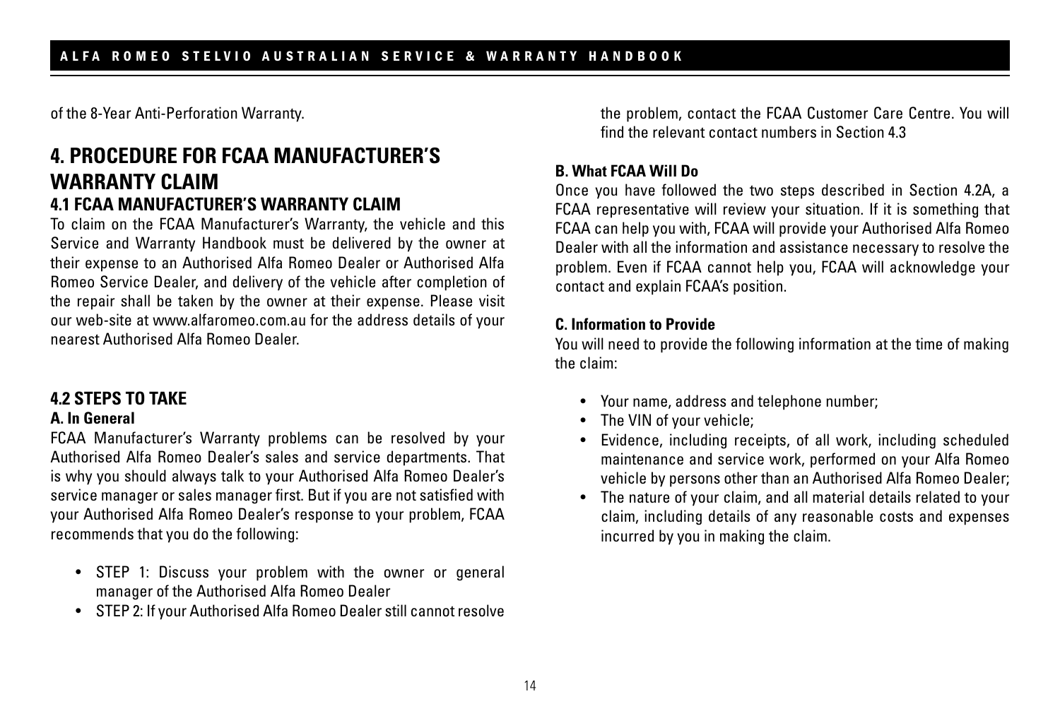of the 8-Year Anti-Perforation Warranty.

# 4. PROCEDURE FOR FCAA MANUFACTURER'S WARRANTY CLAIM

## 4.1 FCAA MANUFACTURER'S WARRANTY CLAIM

To claim on the FCAA Manufacturer's Warranty, the vehicle and this Service and Warranty Handbook must be delivered by the owner at their expense to an Authorised Alfa Romeo Dealer or Authorised Alfa Romeo Service Dealer, and delivery of the vehicle after completion of the repair shall be taken by the owner at their expense. Please visit our web-site at www.alfaromeo.com.au for the address details of your nearest Authorised Alfa Romeo Dealer.

## 4.2 STEPS TO TAKE

### A. In General

FCAA Manufacturer's Warranty problems can be resolved by your Authorised Alfa Romeo Dealer's sales and service departments. That is why you should always talk to your Authorised Alfa Romeo Dealer's service manager or sales manager first. But if you are not satisfied with your Authorised Alfa Romeo Dealer's response to your problem, FCAA recommends that you do the following:

- STEP 1: Discuss your problem with the owner or general manager of the Authorised Alfa Romeo Dealer
- STEP 2: If your Authorised Alfa Romeo Dealer still cannot resolve the problem, contact the FCAA Customer Care Centre. You will find the relevant contact numbers in Section 4.3

### B. What FCAA Will Do

Once you have followed the two steps described in Section 4.2A, a FCAA representative will review your situation. If it is something that FCAA can help you with, FCAA will provide your Authorised Alfa Romeo Dealer with all the information and assistance necessary to resolve the problem. Even if FCAA cannot help you, FCAA will acknowledge your contact and explain FCAA's position.

### C. Information to Provide

You will need to provide the following information at the time of making the claim:

- Your name, address and telephone number;
- The VIN of your vehicle;
- Evidence, including receipts, of all work, including scheduled maintenance and service work, performed on your Alfa Romeo vehicle by persons other than an Authorised Alfa Romeo Dealer;
- The nature of your claim, and all material details related to your claim, including details of any reasonable costs and expenses incurred by you in making the claim.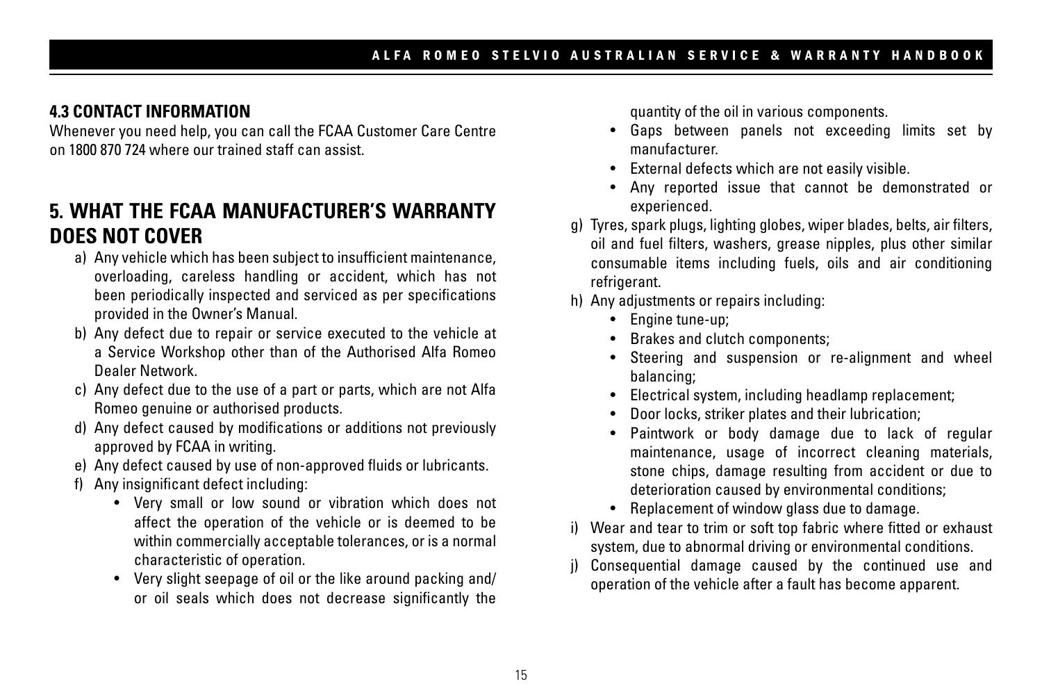### 4.3 CONTACT INFORMATION

Whenever you need help, you can call the FCAA Customer Care Centre on 1800 870 724 where our trained staff can assist.

## 5. WHAT THE FCAA MANUFACTURER'S WARRANTY DOES NOT COVER

a) Any vehicle which has been subject to insufficient maintenance, overloading, careless handling or accident, which has not been periodically inspected and serviced as per specifications provided in the Owner's Manual.

b) Any defect due to repair or service executed to the vehicle at a Service Workshop other than of the Authorised Alfa Romeo Dealer Network.

c) Any defect due to the use of a part or parts, which are not Alfa Romeo genuine or authorised products.

d) Any defect caused by modifications or additions not previously approved by FCAA in writing.

e) Any defect caused by use of non-approved fluids or lubricants.

f) Any insignificant defect including:
  - Very small or low sound or vibration which does not affect the operation of the vehicle or is deemed to be within commercially acceptable tolerances, or is a normal characteristic of operation.
  - Very slight seepage of oil or the like around packing and/or oil seals which does not decrease significantly the quantity of the oil in various components.
  - Gaps between panels not exceeding limits set by manufacturer.
  - External defects which are not easily visible.
  - Any reported issue that cannot be demonstrated or experienced.

g) Tyres, spark plugs, lighting globes, wiper blades, belts, air filters, oil and fuel filters, washers, grease nipples, plus other similar consumable items including fuels, oils and air conditioning refrigerant.

h) Any adjustments or repairs including:
  - Engine tune-up;
  - Brakes and clutch components;
  - Steering and suspension or re-alignment and wheel balancing;
  - Electrical system, including headlamp replacement;
  - Door locks, striker plates and their lubrication;
  - Paintwork or body damage due to lack of regular maintenance, usage of incorrect cleaning materials, stone chips, damage resulting from accident or due to deterioration caused by environmental conditions;
  - Replacement of window glass due to damage.

i) Wear and tear to trim or soft top fabric where fitted or exhaust system, due to abnormal driving or environmental conditions.

j) Consequential damage caused by the continued use and operation of the vehicle after a fault has become apparent.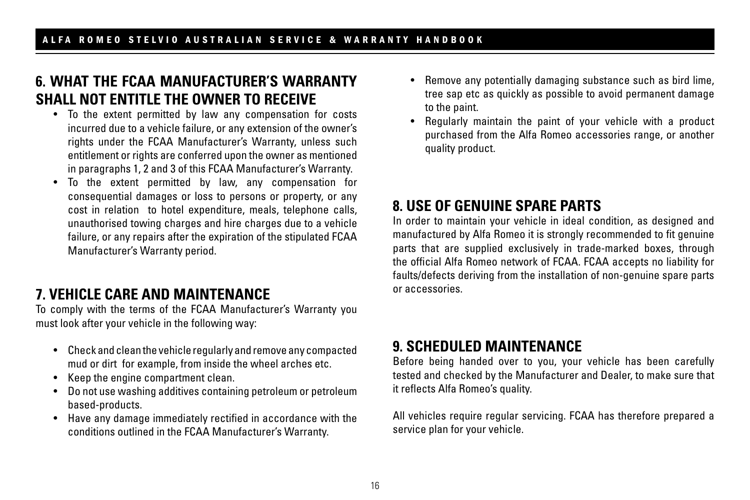## 6. WHAT THE FCAA MANUFACTURER'S WARRANTY SHALL NOT ENTITLE THE OWNER TO RECEIVE

- To the extent permitted by law any compensation for costs incurred due to a vehicle failure, or any extension of the owner's rights under the FCAA Manufacturer's Warranty, unless such entitlement or rights are conferred upon the owner as mentioned in paragraphs 1, 2 and 3 of this FCAA Manufacturer's Warranty.
- To the extent permitted by law, any compensation for consequential damages or loss to persons or property, or any cost in relation to hotel expenditure, meals, telephone calls, unauthorised towing charges and hire charges due to a vehicle failure, or any repairs after the expiration of the stipulated FCAA Manufacturer's Warranty period.

## 7. VEHICLE CARE AND MAINTENANCE

To comply with the terms of the FCAA Manufacturer's Warranty you must look after your vehicle in the following way:

- Check and clean the vehicle regularly and remove any compacted mud or dirt for example, from inside the wheel arches etc.
- Keep the engine compartment clean.
- Do not use washing additives containing petroleum or petroleum based-products.
- Have any damage immediately rectified in accordance with the conditions outlined in the FCAA Manufacturer's Warranty.
- Remove any potentially damaging substance such as bird lime, tree sap etc as quickly as possible to avoid permanent damage to the paint.
- Regularly maintain the paint of your vehicle with a product purchased from the Alfa Romeo accessories range, or another quality product.

## 8. USE OF GENUINE SPARE PARTS

In order to maintain your vehicle in ideal condition, as designed and manufactured by Alfa Romeo it is strongly recommended to fit genuine parts that are supplied exclusively in trade-marked boxes, through the official Alfa Romeo network of FCAA. FCAA accepts no liability for faults/defects deriving from the installation of non-genuine spare parts or accessories.

## 9. SCHEDULED MAINTENANCE

Before being handed over to you, your vehicle has been carefully tested and checked by the Manufacturer and Dealer, to make sure that it reflects Alfa Romeo's quality.

All vehicles require regular servicing. FCAA has therefore prepared a service plan for your vehicle.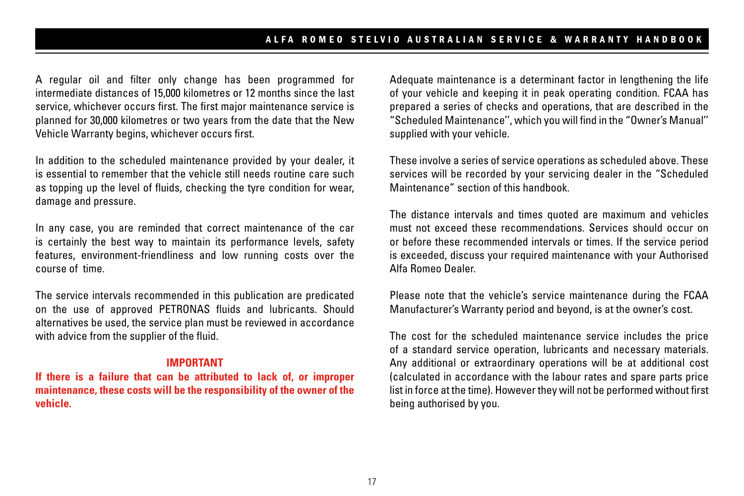A regular oil and filter only change has been programmed for intermediate distances of 15,000 kilometres or 12 months since the last service, whichever occurs first. The first major maintenance service is planned for 30,000 kilometres or two years from the date that the New Vehicle Warranty begins, whichever occurs first.

In addition to the scheduled maintenance provided by your dealer, it is essential to remember that the vehicle still needs routine care such as topping up the level of fluids, checking the tyre condition for wear, damage and pressure.

In any case, you are reminded that correct maintenance of the car is certainly the best way to maintain its performance levels, safety features, environment-friendliness and low running costs over the course of time.

The service intervals recommended in this publication are predicated on the use of approved PETRONAS fluids and lubricants. Should alternatives be used, the service plan must be reviewed in accordance with advice from the supplier of the fluid.

**IMPORTANT**

**If there is a failure that can be attributed to lack of, or improper maintenance, these costs will be the responsibility of the owner of the vehicle.**

Adequate maintenance is a determinant factor in lengthening the life of your vehicle and keeping it in peak operating condition. FCAA has prepared a series of checks and operations, that are described in the "Scheduled Maintenance", which you will find in the "Owner's Manual" supplied with your vehicle.

These involve a series of service operations as scheduled above. These services will be recorded by your servicing dealer in the "Scheduled Maintenance" section of this handbook.

The distance intervals and times quoted are maximum and vehicles must not exceed these recommendations. Services should occur on or before these recommended intervals or times. If the service period is exceeded, discuss your required maintenance with your Authorised Alfa Romeo Dealer.

Please note that the vehicle's service maintenance during the FCAA Manufacturer's Warranty period and beyond, is at the owner's cost.

The cost for the scheduled maintenance service includes the price of a standard service operation, lubricants and necessary materials. Any additional or extraordinary operations will be at additional cost (calculated in accordance with the labour rates and spare parts price list in force at the time). However they will not be performed without first being authorised by you.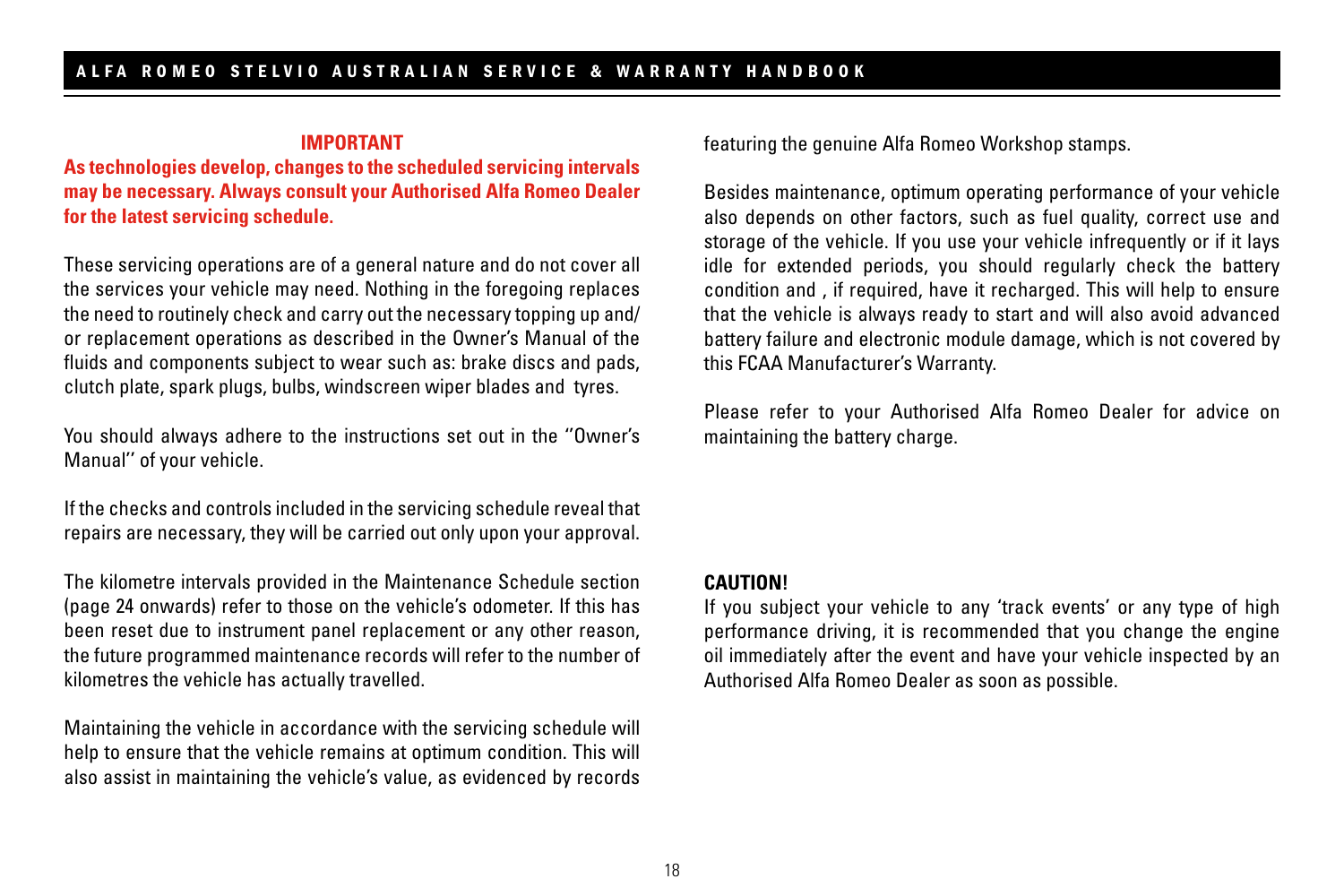**IMPORTANT**

**As technologies develop, changes to the scheduled servicing intervals may be necessary. Always consult your Authorised Alfa Romeo Dealer for the latest servicing schedule.**

These servicing operations are of a general nature and do not cover all the services your vehicle may need. Nothing in the foregoing replaces the need to routinely check and carry out the necessary topping up and/or replacement operations as described in the Owner's Manual of the fluids and components subject to wear such as: brake discs and pads, clutch plate, spark plugs, bulbs, windscreen wiper blades and tyres.

You should always adhere to the instructions set out in the ''Owner's Manual'' of your vehicle.

If the checks and controls included in the servicing schedule reveal that repairs are necessary, they will be carried out only upon your approval.

The kilometre intervals provided in the Maintenance Schedule section (page 24 onwards) refer to those on the vehicle's odometer. If this has been reset due to instrument panel replacement or any other reason, the future programmed maintenance records will refer to the number of kilometres the vehicle has actually travelled.

Maintaining the vehicle in accordance with the servicing schedule will help to ensure that the vehicle remains at optimum condition. This will also assist in maintaining the vehicle's value, as evidenced by records featuring the genuine Alfa Romeo Workshop stamps.

Besides maintenance, optimum operating performance of your vehicle also depends on other factors, such as fuel quality, correct use and storage of the vehicle. If you use your vehicle infrequently or if it lays idle for extended periods, you should regularly check the battery condition and , if required, have it recharged. This will help to ensure that the vehicle is always ready to start and will also avoid advanced battery failure and electronic module damage, which is not covered by this FCAA Manufacturer's Warranty.

Please refer to your Authorised Alfa Romeo Dealer for advice on maintaining the battery charge.

**CAUTION!**

If you subject your vehicle to any 'track events' or any type of high performance driving, it is recommended that you change the engine oil immediately after the event and have your vehicle inspected by an Authorised Alfa Romeo Dealer as soon as possible.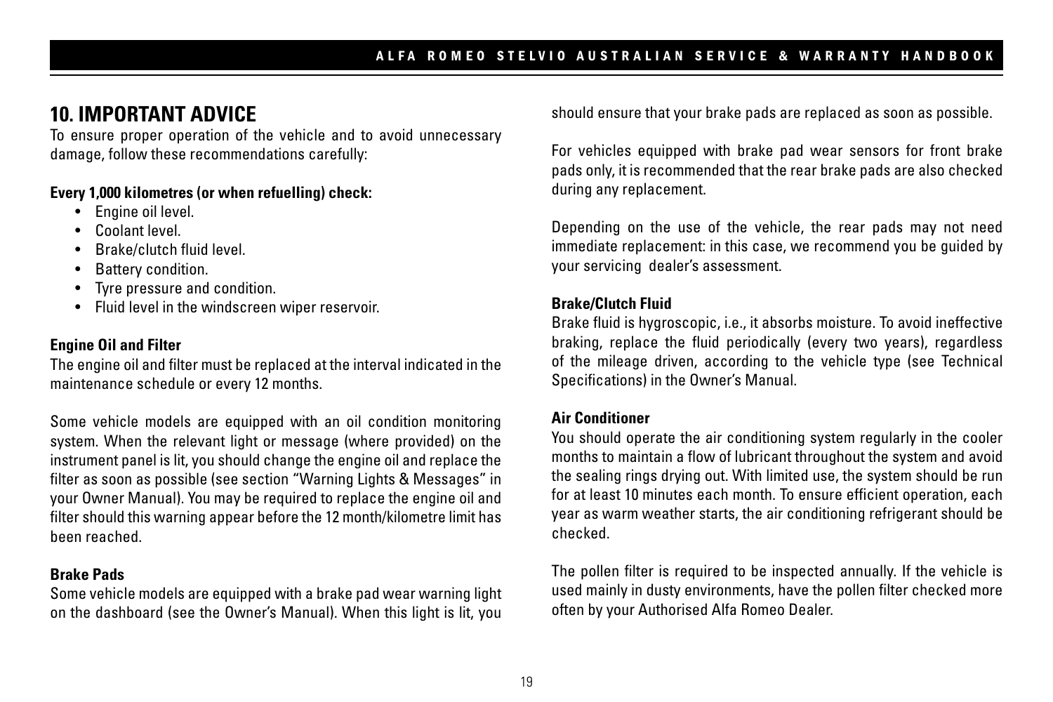## 10. IMPORTANT ADVICE

To ensure proper operation of the vehicle and to avoid unnecessary damage, follow these recommendations carefully:

**Every 1,000 kilometres (or when refuelling) check:**

- Engine oil level.
- Coolant level.
- Brake/clutch fluid level.
- Battery condition.
- Tyre pressure and condition.
- Fluid level in the windscreen wiper reservoir.

**Engine Oil and Filter**

The engine oil and filter must be replaced at the interval indicated in the maintenance schedule or every 12 months.

Some vehicle models are equipped with an oil condition monitoring system. When the relevant light or message (where provided) on the instrument panel is lit, you should change the engine oil and replace the filter as soon as possible (see section "Warning Lights & Messages" in your Owner Manual). You may be required to replace the engine oil and filter should this warning appear before the 12 month/kilometre limit has been reached.

**Brake Pads**

Some vehicle models are equipped with a brake pad wear warning light on the dashboard (see the Owner's Manual). When this light is lit, you should ensure that your brake pads are replaced as soon as possible.

For vehicles equipped with brake pad wear sensors for front brake pads only, it is recommended that the rear brake pads are also checked during any replacement.

Depending on the use of the vehicle, the rear pads may not need immediate replacement: in this case, we recommend you be guided by your servicing dealer's assessment.

**Brake/Clutch Fluid**

Brake fluid is hygroscopic, i.e., it absorbs moisture. To avoid ineffective braking, replace the fluid periodically (every two years), regardless of the mileage driven, according to the vehicle type (see Technical Specifications) in the Owner's Manual.

**Air Conditioner**

You should operate the air conditioning system regularly in the cooler months to maintain a flow of lubricant throughout the system and avoid the sealing rings drying out. With limited use, the system should be run for at least 10 minutes each month. To ensure efficient operation, each year as warm weather starts, the air conditioning refrigerant should be checked.

The pollen filter is required to be inspected annually. If the vehicle is used mainly in dusty environments, have the pollen filter checked more often by your Authorised Alfa Romeo Dealer.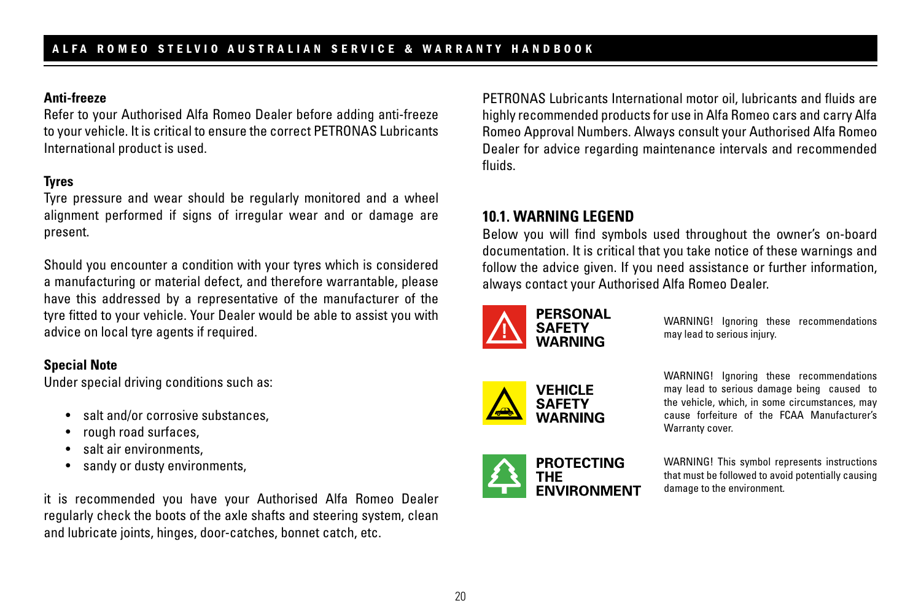**Anti-freeze**

Refer to your Authorised Alfa Romeo Dealer before adding anti-freeze to your vehicle. It is critical to ensure the correct PETRONAS Lubricants International product is used.

**Tyres**

Tyre pressure and wear should be regularly monitored and a wheel alignment performed if signs of irregular wear and or damage are present.

Should you encounter a condition with your tyres which is considered a manufacturing or material defect, and therefore warrantable, please have this addressed by a representative of the manufacturer of the tyre fitted to your vehicle. Your Dealer would be able to assist you with advice on local tyre agents if required.

**Special Note**

Under special driving conditions such as:

- salt and/or corrosive substances,
- rough road surfaces,
- salt air environments,
- sandy or dusty environments,

it is recommended you have your Authorised Alfa Romeo Dealer regularly check the boots of the axle shafts and steering system, clean and lubricate joints, hinges, door-catches, bonnet catch, etc.

PETRONAS Lubricants International motor oil, lubricants and fluids are highly recommended products for use in Alfa Romeo cars and carry Alfa Romeo Approval Numbers. Always consult your Authorised Alfa Romeo Dealer for advice regarding maintenance intervals and recommended fluids.

## 10.1. WARNING LEGEND

Below you will find symbols used throughout the owner's on-board documentation. It is critical that you take notice of these warnings and follow the advice given. If you need assistance or further information, always contact your Authorised Alfa Romeo Dealer.

**PERSONAL SAFETY WARNING**

WARNING! Ignoring these recommendations may lead to serious injury.

**VEHICLE SAFETY WARNING**

WARNING! Ignoring these recommendations may lead to serious damage being caused to the vehicle, which, in some circumstances, may cause forfeiture of the FCAA Manufacturer's Warranty cover.

**PROTECTING THE ENVIRONMENT**

WARNING! This symbol represents instructions that must be followed to avoid potentially causing damage to the environment.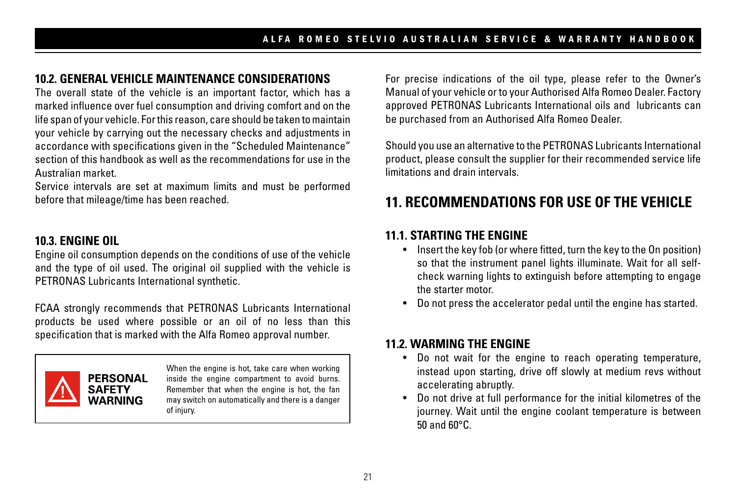### 10.2. GENERAL VEHICLE MAINTENANCE CONSIDERATIONS

The overall state of the vehicle is an important factor, which has a marked influence over fuel consumption and driving comfort and on the life span of your vehicle. For this reason, care should be taken to maintain your vehicle by carrying out the necessary checks and adjustments in accordance with specifications given in the "Scheduled Maintenance" section of this handbook as well as the recommendations for use in the Australian market.

Service intervals are set at maximum limits and must be performed before that mileage/time has been reached.

### 10.3. ENGINE OIL

Engine oil consumption depends on the conditions of use of the vehicle and the type of oil used. The original oil supplied with the vehicle is PETRONAS Lubricants International synthetic.

FCAA strongly recommends that PETRONAS Lubricants International products be used where possible or an oil of no less than this specification that is marked with the Alfa Romeo approval number.

**PERSONAL SAFETY WARNING**

When the engine is hot, take care when working inside the engine compartment to avoid burns. Remember that when the engine is hot, the fan may switch on automatically and there is a danger of injury.

For precise indications of the oil type, please refer to the Owner's Manual of your vehicle or to your Authorised Alfa Romeo Dealer. Factory approved PETRONAS Lubricants International oils and lubricants can be purchased from an Authorised Alfa Romeo Dealer.

Should you use an alternative to the PETRONAS Lubricants International product, please consult the supplier for their recommended service life limitations and drain intervals.

## 11. RECOMMENDATIONS FOR USE OF THE VEHICLE

### 11.1. STARTING THE ENGINE

- Insert the key fob (or where fitted, turn the key to the On position) so that the instrument panel lights illuminate. Wait for all self-check warning lights to extinguish before attempting to engage the starter motor.
- Do not press the accelerator pedal until the engine has started.

### 11.2. WARMING THE ENGINE

- Do not wait for the engine to reach operating temperature, instead upon starting, drive off slowly at medium revs without accelerating abruptly.
- Do not drive at full performance for the initial kilometres of the journey. Wait until the engine coolant temperature is between 50 and 60°C.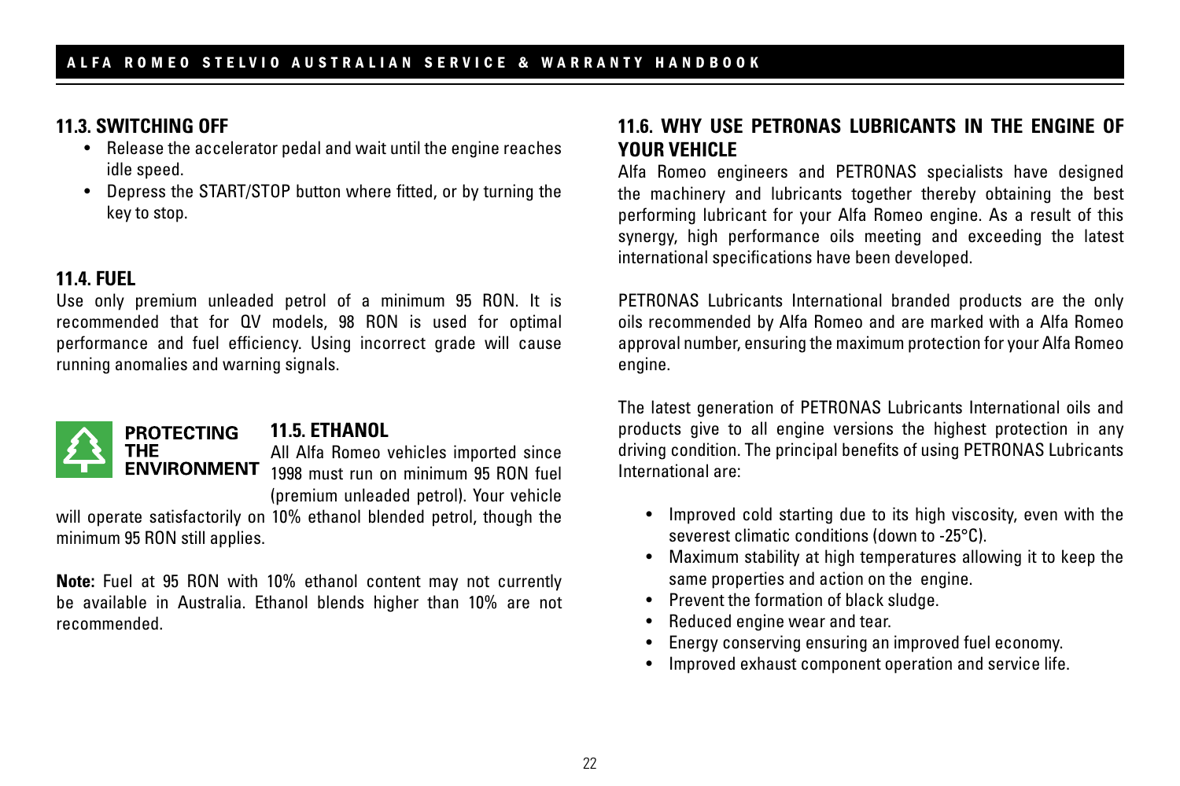## 11.3. SWITCHING OFF

- Release the accelerator pedal and wait until the engine reaches idle speed.
- Depress the START/STOP button where fitted, or by turning the key to stop.

## 11.4. FUEL

Use only premium unleaded petrol of a minimum 95 RON. It is recommended that for QV models, 98 RON is used for optimal performance and fuel efficiency. Using incorrect grade will cause running anomalies and warning signals.

**PROTECTING THE ENVIRONMENT**

## 11.5. ETHANOL

All Alfa Romeo vehicles imported since 1998 must run on minimum 95 RON fuel (premium unleaded petrol). Your vehicle will operate satisfactorily on 10% ethanol blended petrol, though the minimum 95 RON still applies.

**Note:** Fuel at 95 RON with 10% ethanol content may not currently be available in Australia. Ethanol blends higher than 10% are not recommended.

## 11.6. WHY USE PETRONAS LUBRICANTS IN THE ENGINE OF YOUR VEHICLE

Alfa Romeo engineers and PETRONAS specialists have designed the machinery and lubricants together thereby obtaining the best performing lubricant for your Alfa Romeo engine. As a result of this synergy, high performance oils meeting and exceeding the latest international specifications have been developed.

PETRONAS Lubricants International branded products are the only oils recommended by Alfa Romeo and are marked with a Alfa Romeo approval number, ensuring the maximum protection for your Alfa Romeo engine.

The latest generation of PETRONAS Lubricants International oils and products give to all engine versions the highest protection in any driving condition. The principal benefits of using PETRONAS Lubricants International are:

- Improved cold starting due to its high viscosity, even with the severest climatic conditions (down to -25°C).
- Maximum stability at high temperatures allowing it to keep the same properties and action on the engine.
- Prevent the formation of black sludge.
- Reduced engine wear and tear.
- Energy conserving ensuring an improved fuel economy.
- Improved exhaust component operation and service life.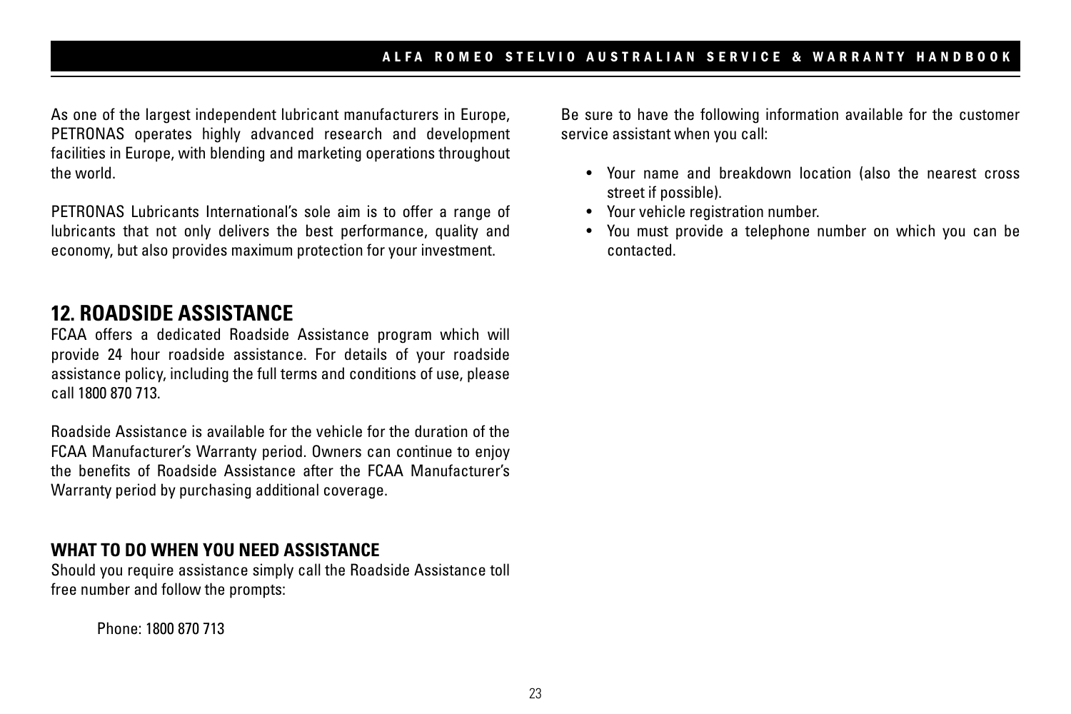As one of the largest independent lubricant manufacturers in Europe, PETRONAS operates highly advanced research and development facilities in Europe, with blending and marketing operations throughout the world.

PETRONAS Lubricants International's sole aim is to offer a range of lubricants that not only delivers the best performance, quality and economy, but also provides maximum protection for your investment.

## 12. ROADSIDE ASSISTANCE

FCAA offers a dedicated Roadside Assistance program which will provide 24 hour roadside assistance. For details of your roadside assistance policy, including the full terms and conditions of use, please call 1800 870 713.

Roadside Assistance is available for the vehicle for the duration of the FCAA Manufacturer's Warranty period. Owners can continue to enjoy the benefits of Roadside Assistance after the FCAA Manufacturer's Warranty period by purchasing additional coverage.

### WHAT TO DO WHEN YOU NEED ASSISTANCE

Should you require assistance simply call the Roadside Assistance toll free number and follow the prompts:

Phone: 1800 870 713

Be sure to have the following information available for the customer service assistant when you call:

- Your name and breakdown location (also the nearest cross street if possible).
- Your vehicle registration number.
- You must provide a telephone number on which you can be contacted.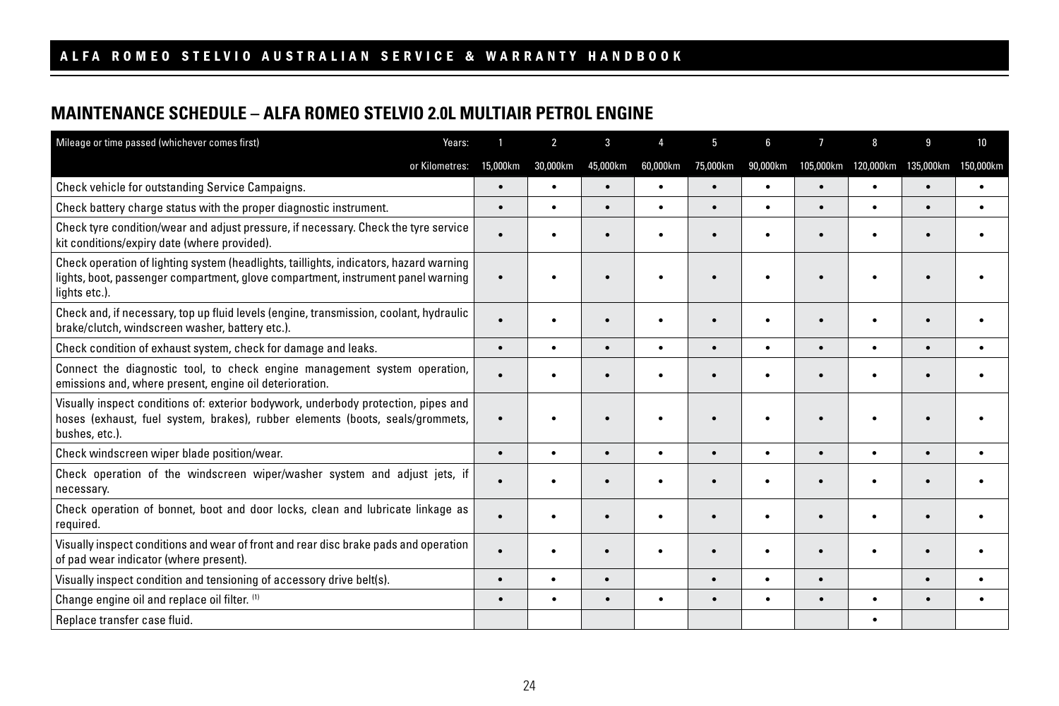## MAINTENANCE SCHEDULE – ALFA ROMEO STELVIO 2.0L MULTIAIR PETROL ENGINE

| Mileage or time passed (whichever comes first) Years: | 1 | 2 | 3 | 4 | 5 | 6 | 7 | 8 | 9 | 10 |
|---|---|---|---|---|---|---|---|---|---|---|
| or Kilometres: | 15,000km | 30,000km | 45,000km | 60,000km | 75,000km | 90,000km | 105,000km | 120,000km | 135,000km | 150,000km |
| Check vehicle for outstanding Service Campaigns. | • | • | • | • | • | • | • | • | • | • |
| Check battery charge status with the proper diagnostic instrument. | • | • | • | • | • | • | • | • | • | • |
| Check tyre condition/wear and adjust pressure, if necessary. Check the tyre service kit conditions/expiry date (where provided). | • | • | • | • | • | • | • | • | • | • |
| Check operation of lighting system (headlights, taillights, indicators, hazard warning lights, boot, passenger compartment, glove compartment, instrument panel warning lights etc.). | • | • | • | • | • | • | • | • | • | • |
| Check and, if necessary, top up fluid levels (engine, transmission, coolant, hydraulic brake/clutch, windscreen washer, battery etc.). | • | • | • | • | • | • | • | • | • | • |
| Check condition of exhaust system, check for damage and leaks. | • | • | • | • | • | • | • | • | • | • |
| Connect the diagnostic tool, to check engine management system operation, emissions and, where present, engine oil deterioration. | • | • | • | • | • | • | • | • | • | • |
| Visually inspect conditions of: exterior bodywork, underbody protection, pipes and hoses (exhaust, fuel system, brakes), rubber elements (boots, seals/grommets, bushes, etc.). | • | • | • | • | • | • | • | • | • | • |
| Check windscreen wiper blade position/wear. | • | • | • | • | • | • | • | • | • | • |
| Check operation of the windscreen wiper/washer system and adjust jets, if necessary. | • | • | • | • | • | • | • | • | • | • |
| Check operation of bonnet, boot and door locks, clean and lubricate linkage as required. | • | • | • | • | • | • | • | • | • | • |
| Visually inspect conditions and wear of front and rear disc brake pads and operation of pad wear indicator (where present). | • | • | • | • | • | • | • | • | • | • |
| Visually inspect condition and tensioning of accessory drive belt(s). | • | • | • | | • | • | • | | • | • |
| Change engine oil and replace oil filter. (1) | • | • | • | • | • | • | • | • | • | • |
| Replace transfer case fluid. | | | | | | | | • | | |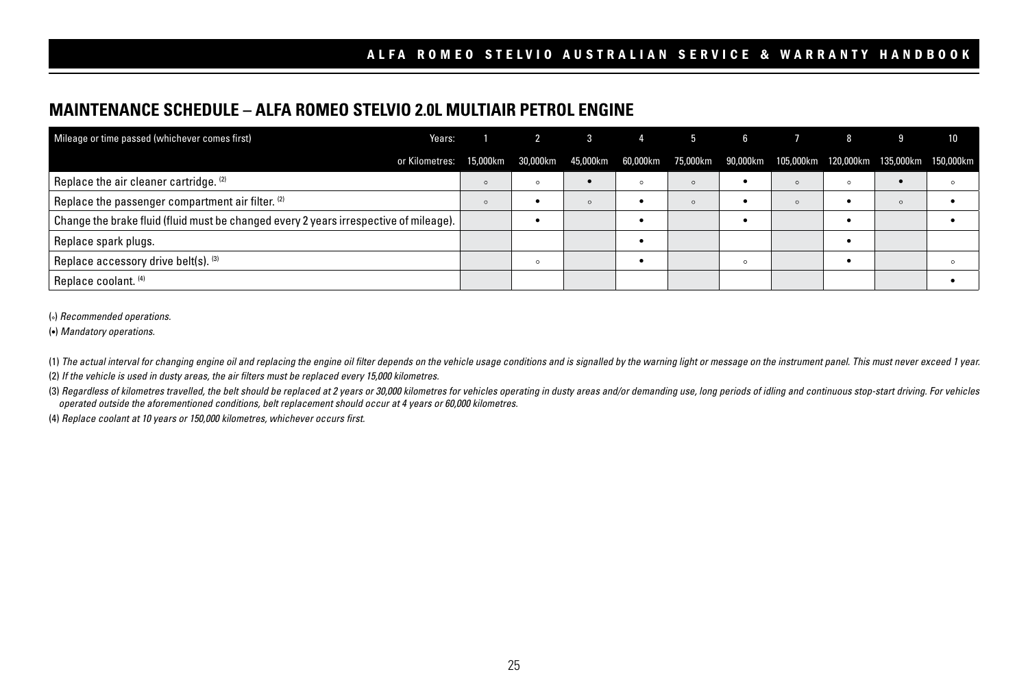## MAINTENANCE SCHEDULE – ALFA ROMEO STELVIO 2.0L MULTIAIR PETROL ENGINE

| Mileage or time passed (whichever comes first) Years: | 1 | 2 | 3 | 4 | 5 | 6 | 7 | 8 | 9 | 10 |
|---|---|---|---|---|---|---|---|---|---|---|
| or Kilometres: | 15,000km | 30,000km | 45,000km | 60,000km | 75,000km | 90,000km | 105,000km | 120,000km | 135,000km | 150,000km |
| Replace the air cleaner cartridge. (2) | ◦ | ◦ | • | ◦ | ◦ | • | ◦ | ◦ | • | ◦ |
| Replace the passenger compartment air filter. (2) | ◦ | • | ◦ | • | ◦ | • | ◦ | • | ◦ | • |
| Change the brake fluid (fluid must be changed every 2 years irrespective of mileage). | | • | | • | | • | | • | | • |
| Replace spark plugs. | | | | • | | | | • | | |
| Replace accessory drive belt(s). (3) | | ◦ | | • | | ◦ | | • | | ◦ |
| Replace coolant. (4) | | | | | | | | | | • |

(◦) *Recommended operations.*

(•) *Mandatory operations.*

(1) *The actual interval for changing engine oil and replacing the engine oil filter depends on the vehicle usage conditions and is signalled by the warning light or message on the instrument panel. This must never exceed 1 year.*

(2) *If the vehicle is used in dusty areas, the air filters must be replaced every 15,000 kilometres.*

(3) *Regardless of kilometres travelled, the belt should be replaced at 2 years or 30,000 kilometres for vehicles operating in dusty areas and/or demanding use, long periods of idling and continuous stop-start driving. For vehicles operated outside the aforementioned conditions, belt replacement should occur at 4 years or 60,000 kilometres.*

(4) *Replace coolant at 10 years or 150,000 kilometres, whichever occurs first.*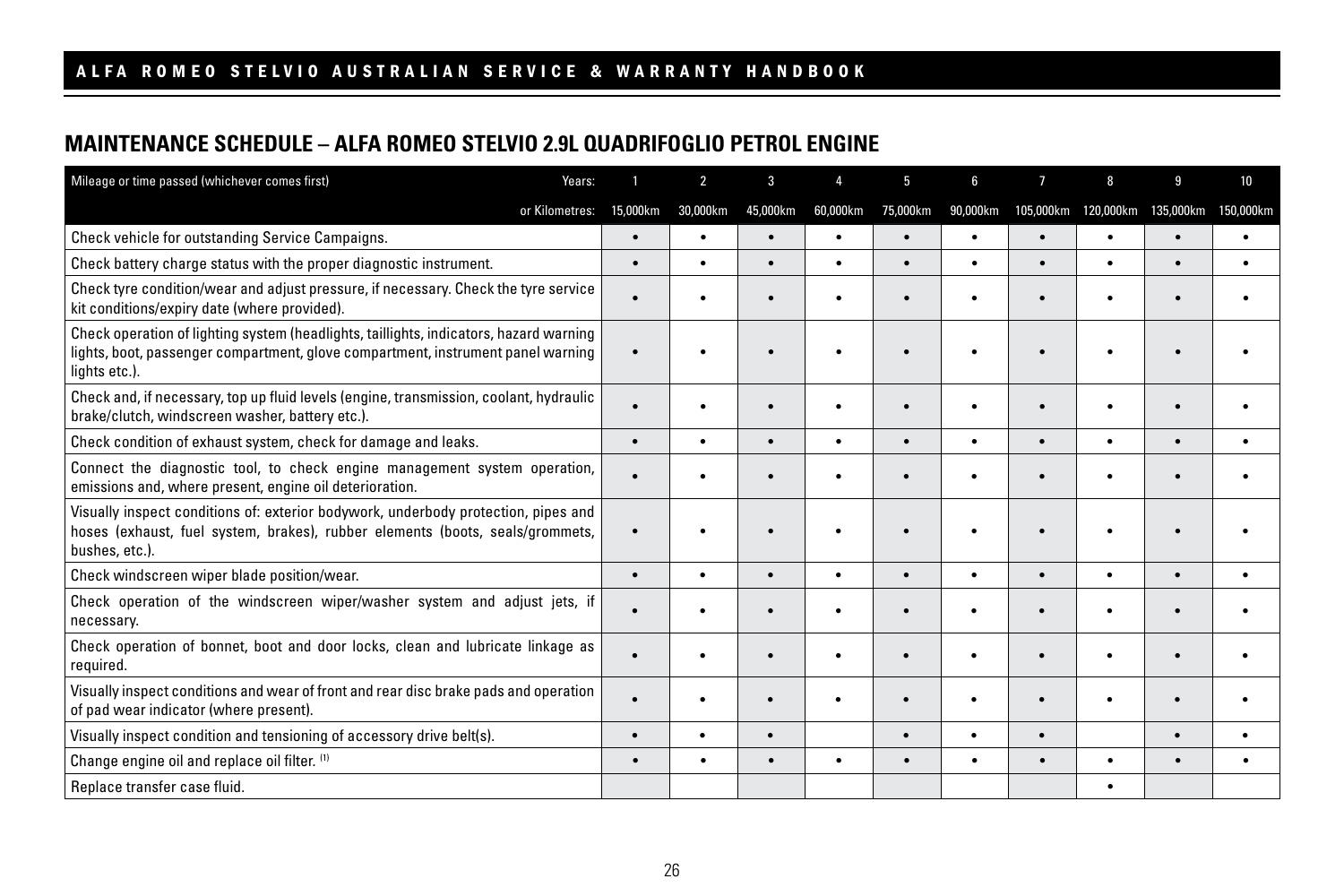## MAINTENANCE SCHEDULE – ALFA ROMEO STELVIO 2.9L QUADRIFOGLIO PETROL ENGINE

| Mileage or time passed (whichever comes first) Years: | 1 | 2 | 3 | 4 | 5 | 6 | 7 | 8 | 9 | 10 |
|---|---|---|---|---|---|---|---|---|---|---|
| or Kilometres: | 15,000km | 30,000km | 45,000km | 60,000km | 75,000km | 90,000km | 105,000km | 120,000km | 135,000km | 150,000km |
| Check vehicle for outstanding Service Campaigns. | • | • | • | • | • | • | • | • | • | • |
| Check battery charge status with the proper diagnostic instrument. | • | • | • | • | • | • | • | • | • | • |
| Check tyre condition/wear and adjust pressure, if necessary. Check the tyre service kit conditions/expiry date (where provided). | • | • | • | • | • | • | • | • | • | • |
| Check operation of lighting system (headlights, taillights, indicators, hazard warning lights, boot, passenger compartment, glove compartment, instrument panel warning lights etc.). | • | • | • | • | • | • | • | • | • | • |
| Check and, if necessary, top up fluid levels (engine, transmission, coolant, hydraulic brake/clutch, windscreen washer, battery etc.). | • | • | • | • | • | • | • | • | • | • |
| Check condition of exhaust system, check for damage and leaks. | • | • | • | • | • | • | • | • | • | • |
| Connect the diagnostic tool, to check engine management system operation, emissions and, where present, engine oil deterioration. | • | • | • | • | • | • | • | • | • | • |
| Visually inspect conditions of: exterior bodywork, underbody protection, pipes and hoses (exhaust, fuel system, brakes), rubber elements (boots, seals/grommets, bushes, etc.). | • | • | • | • | • | • | • | • | • | • |
| Check windscreen wiper blade position/wear. | • | • | • | • | • | • | • | • | • | • |
| Check operation of the windscreen wiper/washer system and adjust jets, if necessary. | • | • | • | • | • | • | • | • | • | • |
| Check operation of bonnet, boot and door locks, clean and lubricate linkage as required. | • | • | • | • | • | • | • | • | • | • |
| Visually inspect conditions and wear of front and rear disc brake pads and operation of pad wear indicator (where present). | • | • | • | • | • | • | • | • | • | • |
| Visually inspect condition and tensioning of accessory drive belt(s). | • | • | • | | • | • | • | | • | • |
| Change engine oil and replace oil filter. (1) | • | • | • | • | • | • | • | • | • | • |
| Replace transfer case fluid. | | | | | | | | • | | |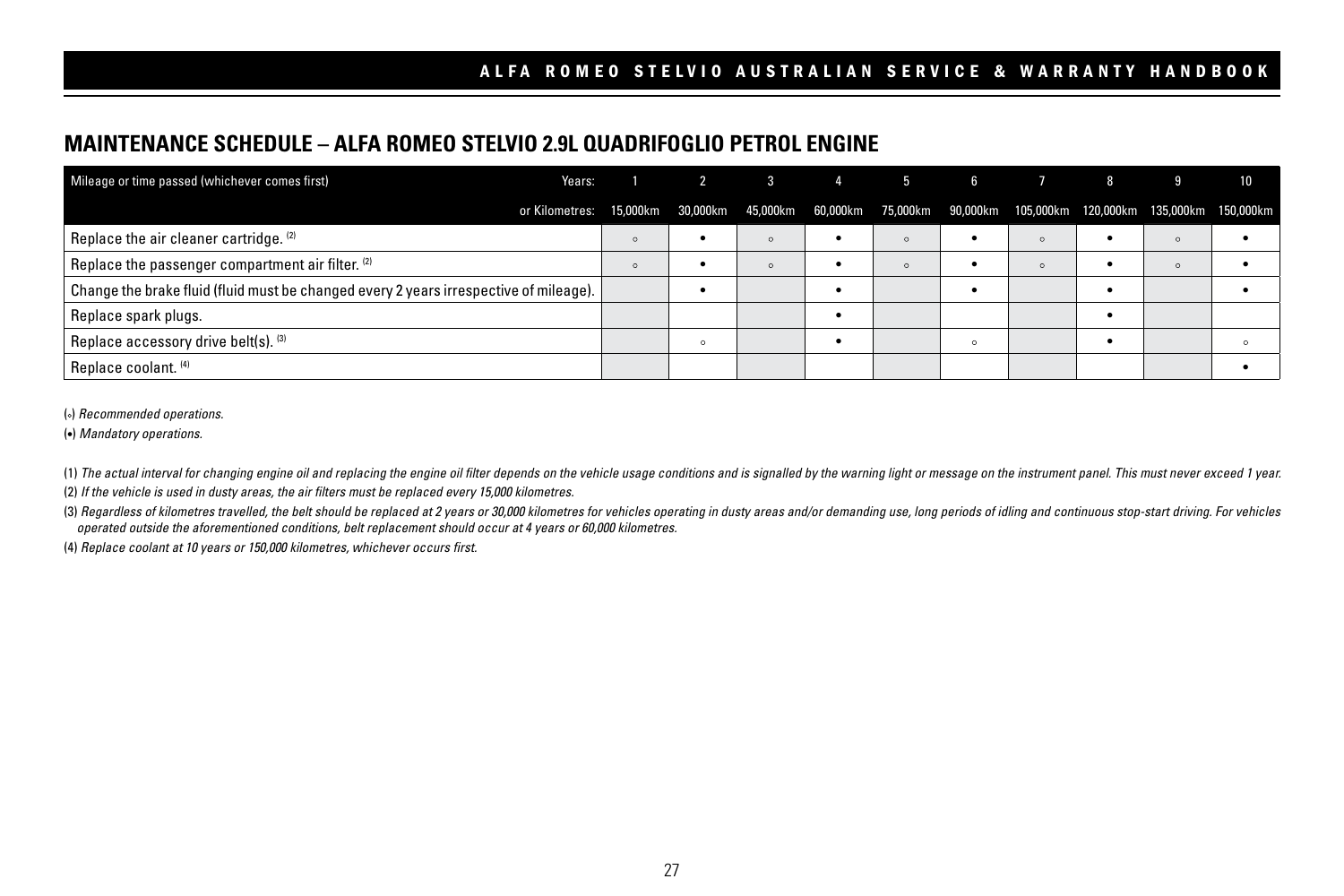## MAINTENANCE SCHEDULE – ALFA ROMEO STELVIO 2.9L QUADRIFOGLIO PETROL ENGINE

| Mileage or time passed (whichever comes first) Years: | 1 | 2 | 3 | 4 | 5 | 6 | 7 | 8 | 9 | 10 |
|---|---|---|---|---|---|---|---|---|---|---|
| or Kilometres: | 15,000km | 30,000km | 45,000km | 60,000km | 75,000km | 90,000km | 105,000km | 120,000km | 135,000km | 150,000km |
| Replace the air cleaner cartridge. (2) | ◦ | • | ◦ | • | ◦ | • | ◦ | • | ◦ | • |
| Replace the passenger compartment air filter. (2) | ◦ | • | ◦ | • | ◦ | • | ◦ | • | ◦ | • |
| Change the brake fluid (fluid must be changed every 2 years irrespective of mileage). | | • | | • | | • | | • | | • |
| Replace spark plugs. | | | | • | | | | • | | |
| Replace accessory drive belt(s). (3) | | ◦ | | • | | ◦ | | • | | ◦ |
| Replace coolant. (4) | | | | | | | | | | • |

(◦) *Recommended operations.*

(•) *Mandatory operations.*

(1) *The actual interval for changing engine oil and replacing the engine oil filter depends on the vehicle usage conditions and is signalled by the warning light or message on the instrument panel. This must never exceed 1 year.*

(2) *If the vehicle is used in dusty areas, the air filters must be replaced every 15,000 kilometres.*

(3) *Regardless of kilometres travelled, the belt should be replaced at 2 years or 30,000 kilometres for vehicles operating in dusty areas and/or demanding use, long periods of idling and continuous stop-start driving. For vehicles operated outside the aforementioned conditions, belt replacement should occur at 4 years or 60,000 kilometres.*

(4) *Replace coolant at 10 years or 150,000 kilometres, whichever occurs first.*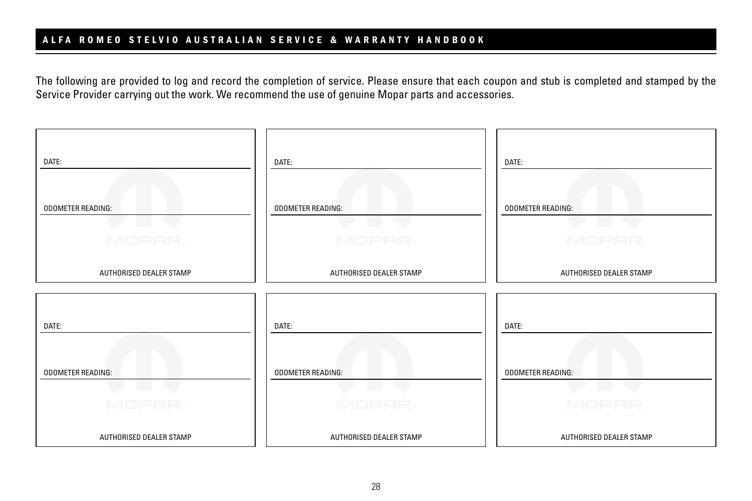The following are provided to log and record the completion of service. Please ensure that each coupon and stub is completed and stamped by the Service Provider carrying out the work. We recommend the use of genuine Mopar parts and accessories.

DATE:

ODOMETER READING:

AUTHORISED DEALER STAMP

DATE:

ODOMETER READING:

AUTHORISED DEALER STAMP

DATE:

ODOMETER READING:

AUTHORISED DEALER STAMP

DATE:

ODOMETER READING:

AUTHORISED DEALER STAMP

DATE:

ODOMETER READING:

AUTHORISED DEALER STAMP

DATE:

ODOMETER READING:

AUTHORISED DEALER STAMP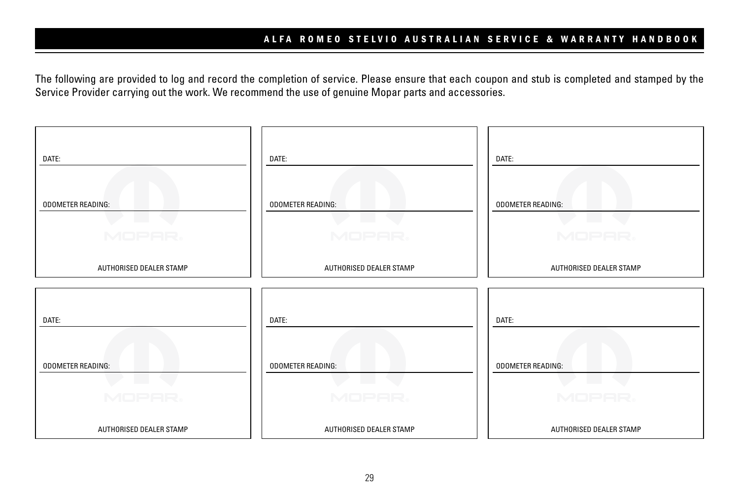The following are provided to log and record the completion of service. Please ensure that each coupon and stub is completed and stamped by the Service Provider carrying out the work. We recommend the use of genuine Mopar parts and accessories.

DATE:

ODOMETER READING:

AUTHORISED DEALER STAMP

DATE:

ODOMETER READING:

AUTHORISED DEALER STAMP

DATE:

ODOMETER READING:

AUTHORISED DEALER STAMP

DATE:

ODOMETER READING:

AUTHORISED DEALER STAMP

DATE:

ODOMETER READING:

AUTHORISED DEALER STAMP

DATE:

ODOMETER READING:

AUTHORISED DEALER STAMP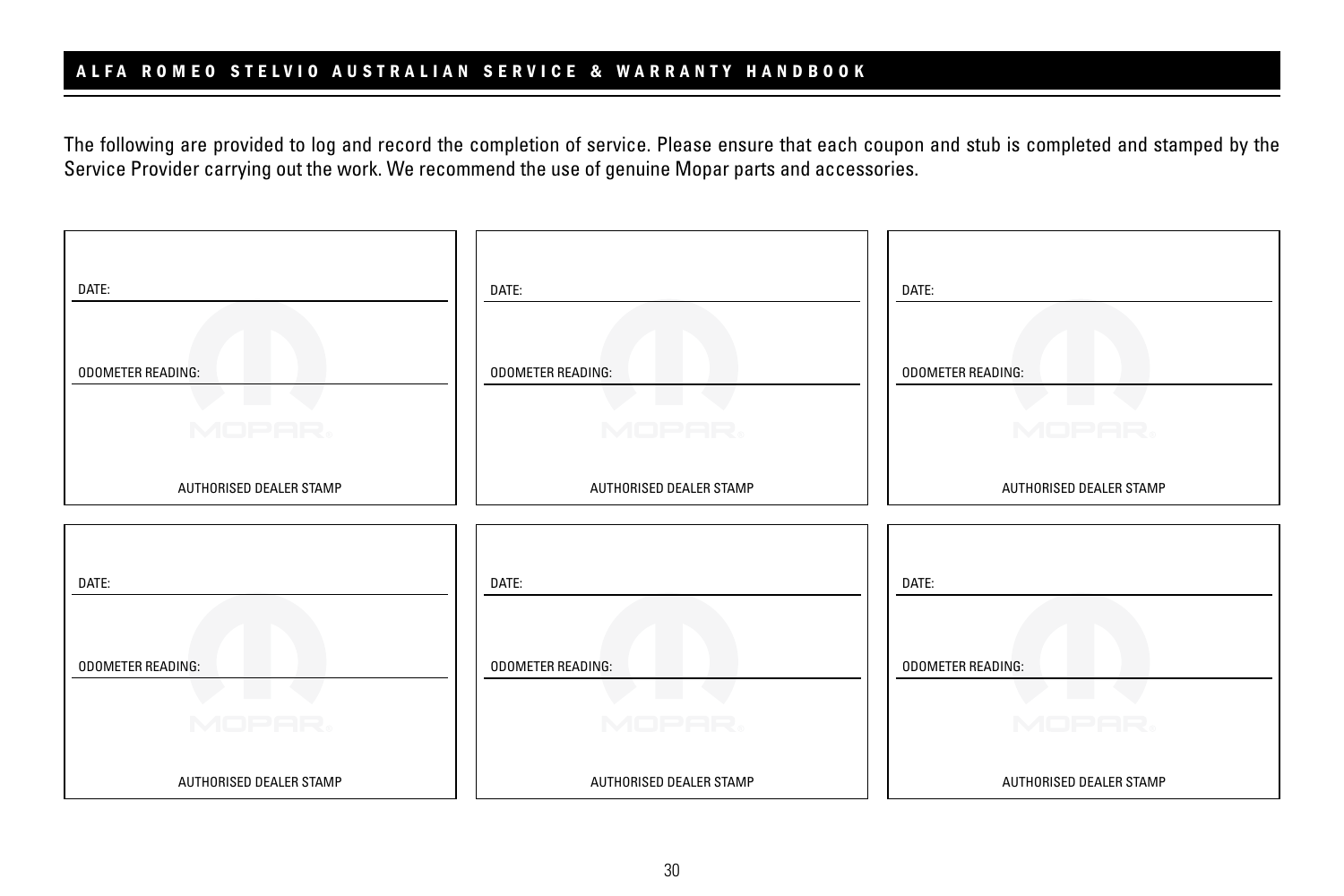The following are provided to log and record the completion of service. Please ensure that each coupon and stub is completed and stamped by the Service Provider carrying out the work. We recommend the use of genuine Mopar parts and accessories.

DATE:

ODOMETER READING:

AUTHORISED DEALER STAMP

DATE:

ODOMETER READING:

AUTHORISED DEALER STAMP

DATE:

ODOMETER READING:

AUTHORISED DEALER STAMP

DATE:

ODOMETER READING:

AUTHORISED DEALER STAMP

DATE:

ODOMETER READING:

AUTHORISED DEALER STAMP

DATE:

ODOMETER READING:

AUTHORISED DEALER STAMP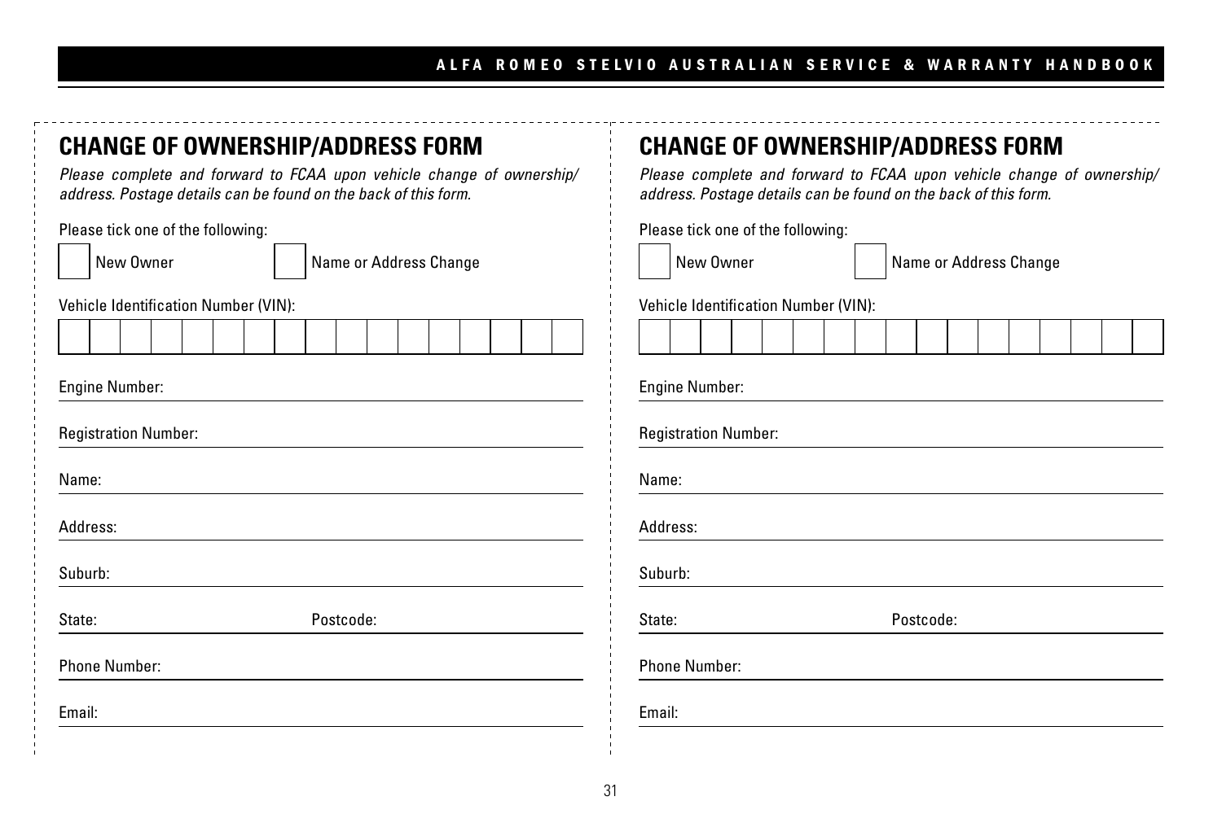## CHANGE OF OWNERSHIP/ADDRESS FORM

*Please complete and forward to FCAA upon vehicle change of ownership/ address. Postage details can be found on the back of this form.*

Please tick one of the following:

☐ New Owner ☐ Name or Address Change

Vehicle Identification Number (VIN):

| | | | | | | | | | | | | | | | | |
|---|---|---|---|---|---|---|---|---|---|---|---|---|---|---|---|---|
| | | | | | | | | | | | | | | | | |

Engine Number: \_\_\_\_\_\_\_\_\_\_\_\_\_\_\_\_\_\_\_\_

Registration Number: \_\_\_\_\_\_\_\_\_\_\_\_\_\_\_\_\_\_\_\_

Name: \_\_\_\_\_\_\_\_\_\_\_\_\_\_\_\_\_\_\_\_

Address: \_\_\_\_\_\_\_\_\_\_\_\_\_\_\_\_\_\_\_\_

Suburb: \_\_\_\_\_\_\_\_\_\_\_\_\_\_\_\_\_\_\_\_

State: \_\_\_\_\_\_\_\_\_\_ Postcode: \_\_\_\_\_\_\_\_\_\_

Phone Number: \_\_\_\_\_\_\_\_\_\_\_\_\_\_\_\_\_\_\_\_

Email: \_\_\_\_\_\_\_\_\_\_\_\_\_\_\_\_\_\_\_\_

## CHANGE OF OWNERSHIP/ADDRESS FORM

*Please complete and forward to FCAA upon vehicle change of ownership/ address. Postage details can be found on the back of this form.*

Please tick one of the following:

☐ New Owner ☐ Name or Address Change

Vehicle Identification Number (VIN):

| | | | | | | | | | | | | | | | | |
|---|---|---|---|---|---|---|---|---|---|---|---|---|---|---|---|---|
| | | | | | | | | | | | | | | | | |

Engine Number: \_\_\_\_\_\_\_\_\_\_\_\_\_\_\_\_\_\_\_\_

Registration Number: \_\_\_\_\_\_\_\_\_\_\_\_\_\_\_\_\_\_\_\_

Name: \_\_\_\_\_\_\_\_\_\_\_\_\_\_\_\_\_\_\_\_

Address: \_\_\_\_\_\_\_\_\_\_\_\_\_\_\_\_\_\_\_\_

Suburb: \_\_\_\_\_\_\_\_\_\_\_\_\_\_\_\_\_\_\_\_

State: \_\_\_\_\_\_\_\_\_\_ Postcode: \_\_\_\_\_\_\_\_\_\_

Phone Number: \_\_\_\_\_\_\_\_\_\_\_\_\_\_\_\_\_\_\_\_

Email: \_\_\_\_\_\_\_\_\_\_\_\_\_\_\_\_\_\_\_\_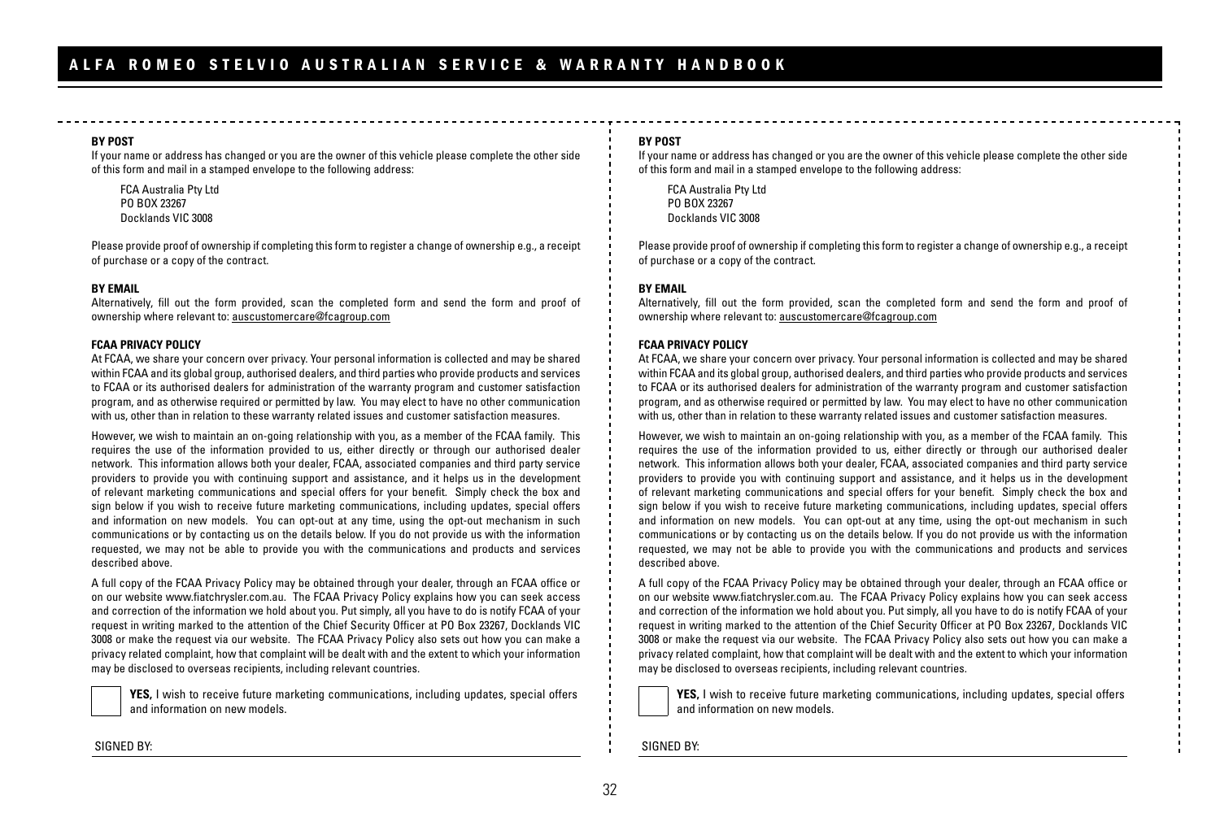**BY POST**

If your name or address has changed or you are the owner of this vehicle please complete the other side of this form and mail in a stamped envelope to the following address:

FCA Australia Pty Ltd
PO BOX 23267
Docklands VIC 3008

Please provide proof of ownership if completing this form to register a change of ownership e.g., a receipt of purchase or a copy of the contract.

**BY EMAIL**

Alternatively, fill out the form provided, scan the completed form and send the form and proof of ownership where relevant to: auscustomercare@fcagroup.com

**FCAA PRIVACY POLICY**

At FCAA, we share your concern over privacy. Your personal information is collected and may be shared within FCAA and its global group, authorised dealers, and third parties who provide products and services to FCAA or its authorised dealers for administration of the warranty program and customer satisfaction program, and as otherwise required or permitted by law. You may elect to have no other communication with us, other than in relation to these warranty related issues and customer satisfaction measures.

However, we wish to maintain an on-going relationship with you, as a member of the FCAA family. This requires the use of the information provided to us, either directly or through our authorised dealer network. This information allows both your dealer, FCAA, associated companies and third party service providers to provide you with continuing support and assistance, and it helps us in the development of relevant marketing communications and special offers for your benefit. Simply check the box and sign below if you wish to receive future marketing communications, including updates, special offers and information on new models. You can opt-out at any time, using the opt-out mechanism in such communications or by contacting us on the details below. If you do not provide us with the information requested, we may not be able to provide you with the communications and products and services described above.

A full copy of the FCAA Privacy Policy may be obtained through your dealer, through an FCAA office or on our website www.fiatchrysler.com.au. The FCAA Privacy Policy explains how you can seek access and correction of the information we hold about you. Put simply, all you have to do is notify FCAA of your request in writing marked to the attention of the Chief Security Officer at PO Box 23267, Docklands VIC 3008 or make the request via our website. The FCAA Privacy Policy also sets out how you can make a privacy related complaint, how that complaint will be dealt with and the extent to which your information may be disclosed to overseas recipients, including relevant countries.

☐ **YES,** I wish to receive future marketing communications, including updates, special offers and information on new models.

SIGNED BY: ______________________________

---

**BY POST**

If your name or address has changed or you are the owner of this vehicle please complete the other side of this form and mail in a stamped envelope to the following address:

FCA Australia Pty Ltd
PO BOX 23267
Docklands VIC 3008

Please provide proof of ownership if completing this form to register a change of ownership e.g., a receipt of purchase or a copy of the contract.

**BY EMAIL**

Alternatively, fill out the form provided, scan the completed form and send the form and proof of ownership where relevant to: auscustomercare@fcagroup.com

**FCAA PRIVACY POLICY**

At FCAA, we share your concern over privacy. Your personal information is collected and may be shared within FCAA and its global group, authorised dealers, and third parties who provide products and services to FCAA or its authorised dealers for administration of the warranty program and customer satisfaction program, and as otherwise required or permitted by law. You may elect to have no other communication with us, other than in relation to these warranty related issues and customer satisfaction measures.

However, we wish to maintain an on-going relationship with you, as a member of the FCAA family. This requires the use of the information provided to us, either directly or through our authorised dealer network. This information allows both your dealer, FCAA, associated companies and third party service providers to provide you with continuing support and assistance, and it helps us in the development of relevant marketing communications and special offers for your benefit. Simply check the box and sign below if you wish to receive future marketing communications, including updates, special offers and information on new models. You can opt-out at any time, using the opt-out mechanism in such communications or by contacting us on the details below. If you do not provide us with the information requested, we may not be able to provide you with the communications and products and services described above.

A full copy of the FCAA Privacy Policy may be obtained through your dealer, through an FCAA office or on our website www.fiatchrysler.com.au. The FCAA Privacy Policy explains how you can seek access and correction of the information we hold about you. Put simply, all you have to do is notify FCAA of your request in writing marked to the attention of the Chief Security Officer at PO Box 23267, Docklands VIC 3008 or make the request via our website. The FCAA Privacy Policy also sets out how you can make a privacy related complaint, how that complaint will be dealt with and the extent to which your information may be disclosed to overseas recipients, including relevant countries.

☐ **YES,** I wish to receive future marketing communications, including updates, special offers and information on new models.

SIGNED BY: ______________________________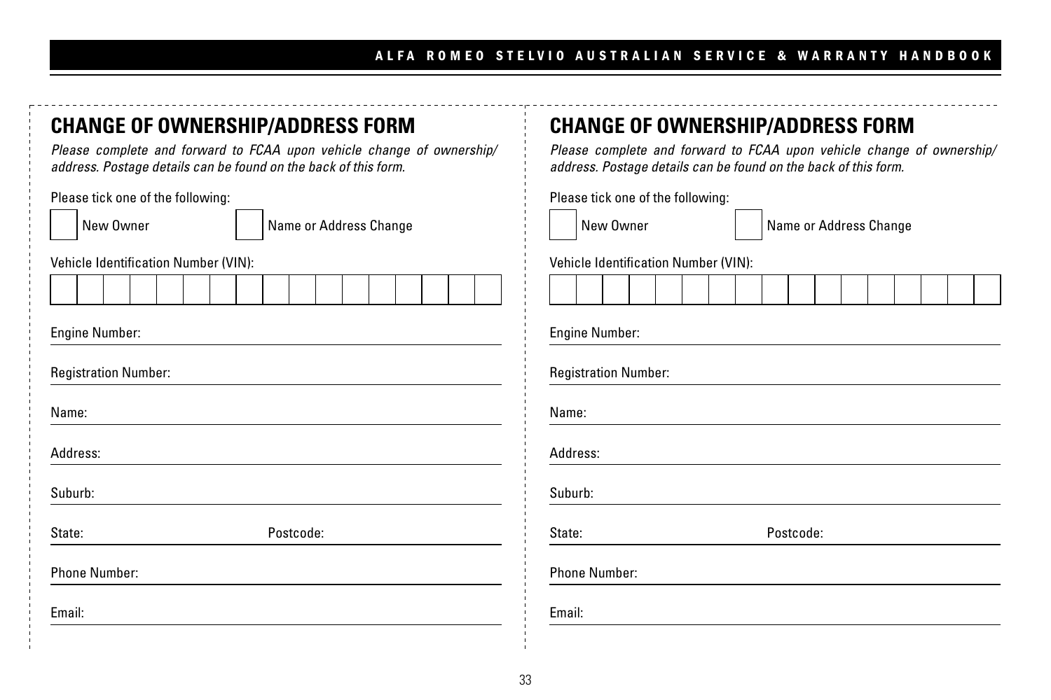## CHANGE OF OWNERSHIP/ADDRESS FORM

*Please complete and forward to FCAA upon vehicle change of ownership/ address. Postage details can be found on the back of this form.*

Please tick one of the following:

☐ New Owner ☐ Name or Address Change

Vehicle Identification Number (VIN):

| | | | | | | | | | | | | | | | | |
|---|---|---|---|---|---|---|---|---|---|---|---|---|---|---|---|---|
| | | | | | | | | | | | | | | | | |

Engine Number: \_\_\_\_\_\_\_\_\_\_\_\_\_\_\_\_\_\_\_\_

Registration Number: \_\_\_\_\_\_\_\_\_\_\_\_\_\_\_\_\_\_\_\_

Name: \_\_\_\_\_\_\_\_\_\_\_\_\_\_\_\_\_\_\_\_

Address: \_\_\_\_\_\_\_\_\_\_\_\_\_\_\_\_\_\_\_\_

Suburb: \_\_\_\_\_\_\_\_\_\_\_\_\_\_\_\_\_\_\_\_

State: \_\_\_\_\_\_\_\_\_\_ Postcode: \_\_\_\_\_\_\_\_\_\_

Phone Number: \_\_\_\_\_\_\_\_\_\_\_\_\_\_\_\_\_\_\_\_

Email: \_\_\_\_\_\_\_\_\_\_\_\_\_\_\_\_\_\_\_\_

## CHANGE OF OWNERSHIP/ADDRESS FORM

*Please complete and forward to FCAA upon vehicle change of ownership/ address. Postage details can be found on the back of this form.*

Please tick one of the following:

☐ New Owner ☐ Name or Address Change

Vehicle Identification Number (VIN):

| | | | | | | | | | | | | | | | | |
|---|---|---|---|---|---|---|---|---|---|---|---|---|---|---|---|---|
| | | | | | | | | | | | | | | | | |

Engine Number: \_\_\_\_\_\_\_\_\_\_\_\_\_\_\_\_\_\_\_\_

Registration Number: \_\_\_\_\_\_\_\_\_\_\_\_\_\_\_\_\_\_\_\_

Name: \_\_\_\_\_\_\_\_\_\_\_\_\_\_\_\_\_\_\_\_

Address: \_\_\_\_\_\_\_\_\_\_\_\_\_\_\_\_\_\_\_\_

Suburb: \_\_\_\_\_\_\_\_\_\_\_\_\_\_\_\_\_\_\_\_

State: \_\_\_\_\_\_\_\_\_\_ Postcode: \_\_\_\_\_\_\_\_\_\_

Phone Number: \_\_\_\_\_\_\_\_\_\_\_\_\_\_\_\_\_\_\_\_

Email: \_\_\_\_\_\_\_\_\_\_\_\_\_\_\_\_\_\_\_\_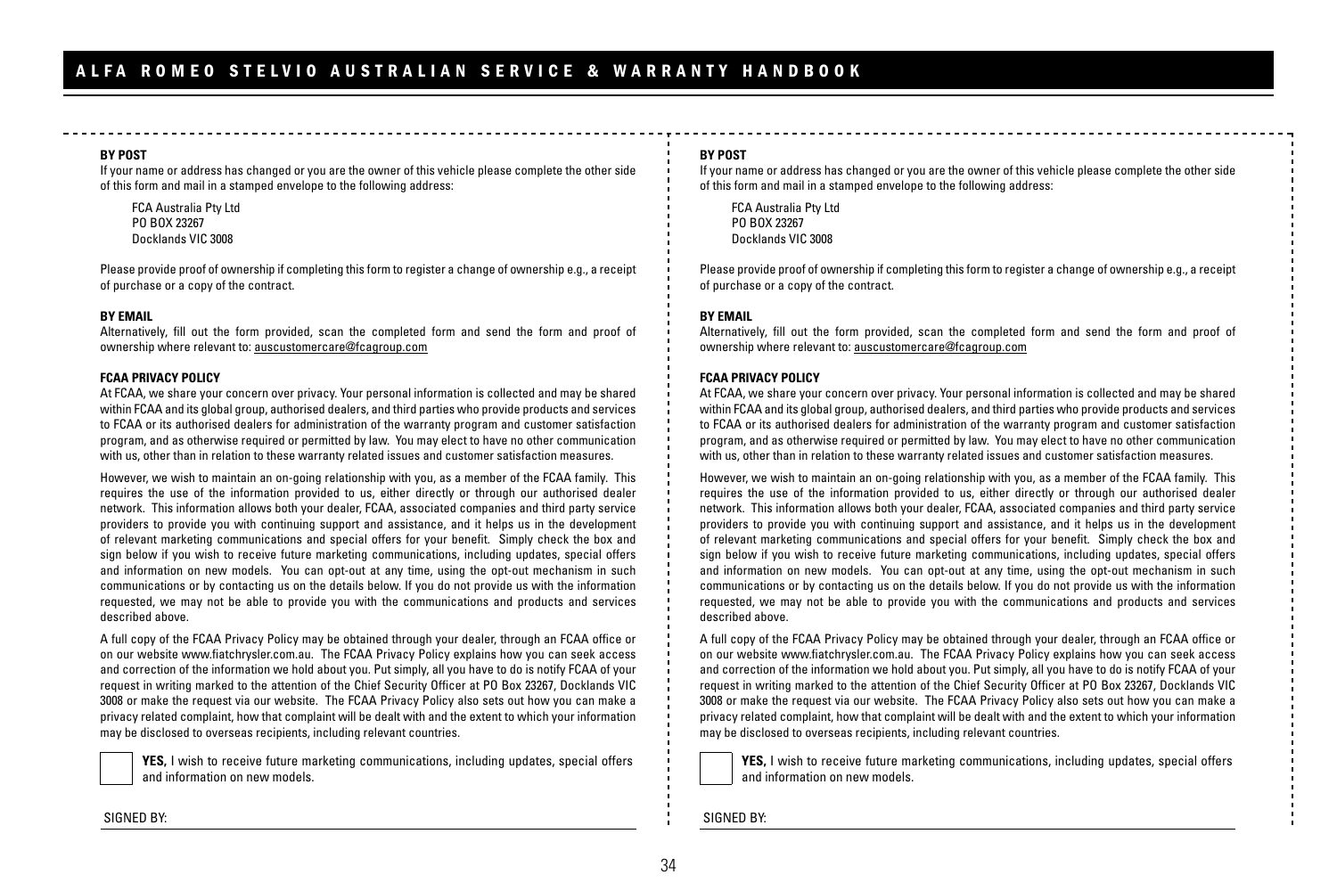**BY POST**

If your name or address has changed or you are the owner of this vehicle please complete the other side of this form and mail in a stamped envelope to the following address:

FCA Australia Pty Ltd
PO BOX 23267
Docklands VIC 3008

Please provide proof of ownership if completing this form to register a change of ownership e.g., a receipt of purchase or a copy of the contract.

**BY EMAIL**

Alternatively, fill out the form provided, scan the completed form and send the form and proof of ownership where relevant to: auscustomercare@fcagroup.com

**FCAA PRIVACY POLICY**

At FCAA, we share your concern over privacy. Your personal information is collected and may be shared within FCAA and its global group, authorised dealers, and third parties who provide products and services to FCAA or its authorised dealers for administration of the warranty program and customer satisfaction program, and as otherwise required or permitted by law. You may elect to have no other communication with us, other than in relation to these warranty related issues and customer satisfaction measures.

However, we wish to maintain an on-going relationship with you, as a member of the FCAA family. This requires the use of the information provided to us, either directly or through our authorised dealer network. This information allows both your dealer, FCAA, associated companies and third party service providers to provide you with continuing support and assistance, and it helps us in the development of relevant marketing communications and special offers for your benefit. Simply check the box and sign below if you wish to receive future marketing communications, including updates, special offers and information on new models. You can opt-out at any time, using the opt-out mechanism in such communications or by contacting us on the details below. If you do not provide us with the information requested, we may not be able to provide you with the communications and products and services described above.

A full copy of the FCAA Privacy Policy may be obtained through your dealer, through an FCAA office or on our website www.fiatchrysler.com.au. The FCAA Privacy Policy explains how you can seek access and correction of the information we hold about you. Put simply, all you have to do is notify FCAA of your request in writing marked to the attention of the Chief Security Officer at PO Box 23267, Docklands VIC 3008 or make the request via our website. The FCAA Privacy Policy also sets out how you can make a privacy related complaint, how that complaint will be dealt with and the extent to which your information may be disclosed to overseas recipients, including relevant countries.

☐ **YES,** I wish to receive future marketing communications, including updates, special offers and information on new models.

SIGNED BY: ______________________________

---

**BY POST**

If your name or address has changed or you are the owner of this vehicle please complete the other side of this form and mail in a stamped envelope to the following address:

FCA Australia Pty Ltd
PO BOX 23267
Docklands VIC 3008

Please provide proof of ownership if completing this form to register a change of ownership e.g., a receipt of purchase or a copy of the contract.

**BY EMAIL**

Alternatively, fill out the form provided, scan the completed form and send the form and proof of ownership where relevant to: auscustomercare@fcagroup.com

**FCAA PRIVACY POLICY**

At FCAA, we share your concern over privacy. Your personal information is collected and may be shared within FCAA and its global group, authorised dealers, and third parties who provide products and services to FCAA or its authorised dealers for administration of the warranty program and customer satisfaction program, and as otherwise required or permitted by law. You may elect to have no other communication with us, other than in relation to these warranty related issues and customer satisfaction measures.

However, we wish to maintain an on-going relationship with you, as a member of the FCAA family. This requires the use of the information provided to us, either directly or through our authorised dealer network. This information allows both your dealer, FCAA, associated companies and third party service providers to provide you with continuing support and assistance, and it helps us in the development of relevant marketing communications and special offers for your benefit. Simply check the box and sign below if you wish to receive future marketing communications, including updates, special offers and information on new models. You can opt-out at any time, using the opt-out mechanism in such communications or by contacting us on the details below. If you do not provide us with the information requested, we may not be able to provide you with the communications and products and services described above.

A full copy of the FCAA Privacy Policy may be obtained through your dealer, through an FCAA office or on our website www.fiatchrysler.com.au. The FCAA Privacy Policy explains how you can seek access and correction of the information we hold about you. Put simply, all you have to do is notify FCAA of your request in writing marked to the attention of the Chief Security Officer at PO Box 23267, Docklands VIC 3008 or make the request via our website. The FCAA Privacy Policy also sets out how you can make a privacy related complaint, how that complaint will be dealt with and the extent to which your information may be disclosed to overseas recipients, including relevant countries.

☐ **YES,** I wish to receive future marketing communications, including updates, special offers and information on new models.

SIGNED BY: ______________________________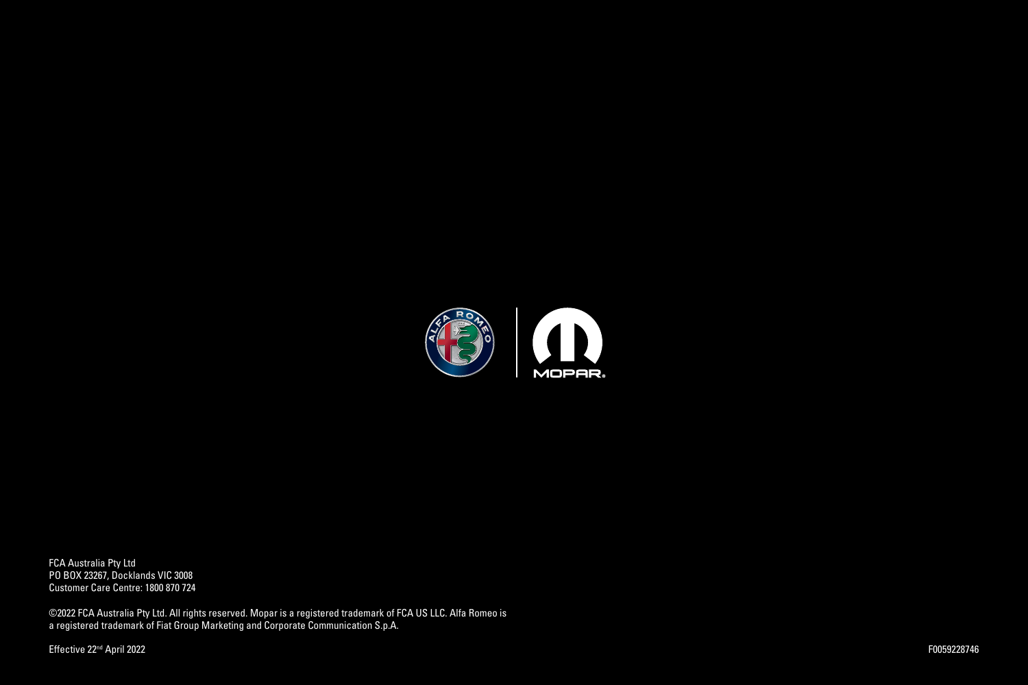FCA Australia Pty Ltd
PO BOX 23267, Docklands VIC 3008
Customer Care Centre: 1800 870 724

©2022 FCA Australia Pty Ltd. All rights reserved. Mopar is a registered trademark of FCA US LLC. Alfa Romeo is a registered trademark of Fiat Group Marketing and Corporate Communication S.p.A.

Effective 22nd April 2022

F0059228746